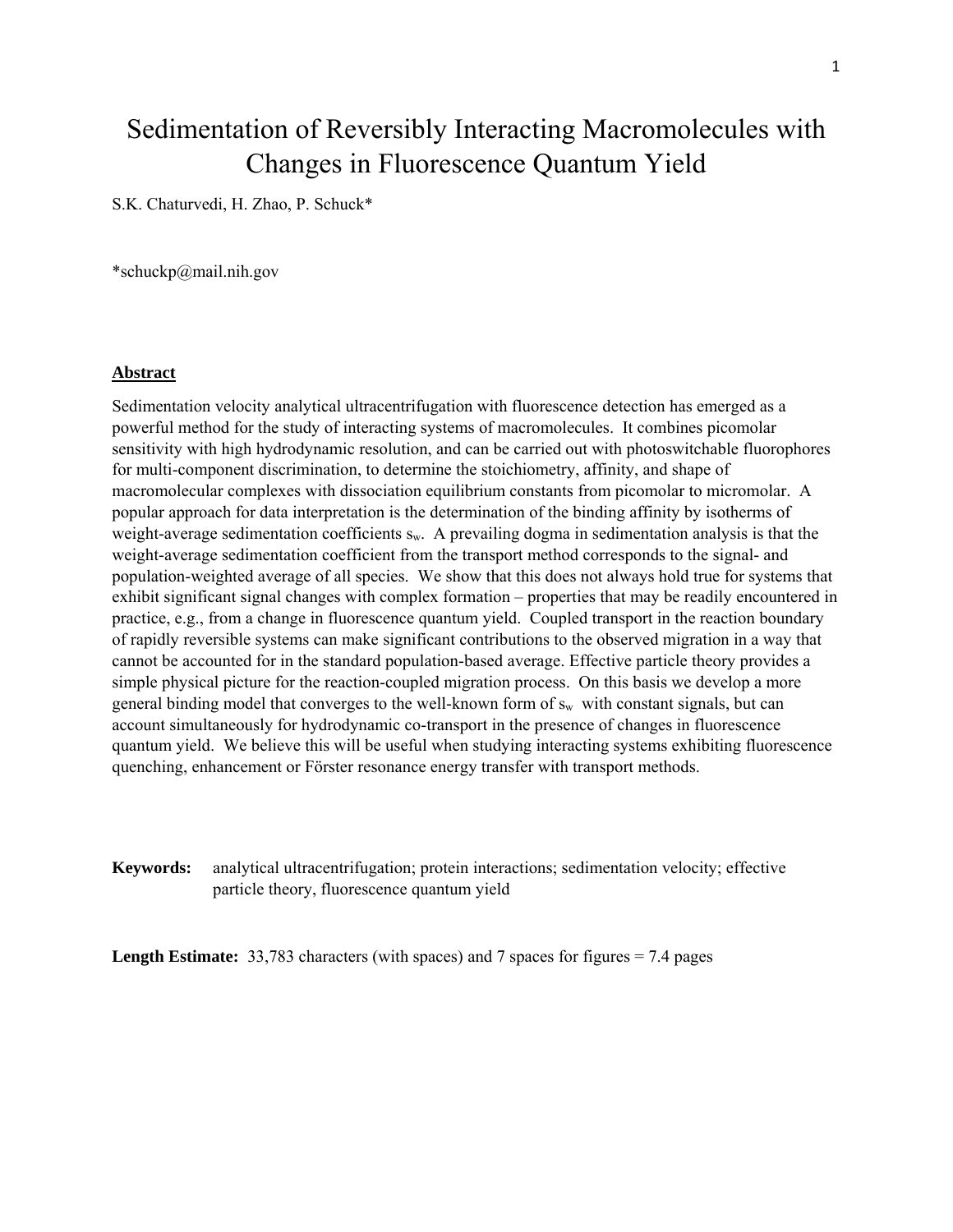# Sedimentation of Reversibly Interacting Macromolecules with Changes in Fluorescence Quantum Yield

S.K. Chaturvedi, H. Zhao, P. Schuck*

*schuckp@mail.nih.gov

## Abstract

Sedimentation velocity analytical ultracentrifugation with fluorescence detection has emerged as a powerful method for the study of interacting systems of macromolecules. It combines picomolar sensitivity with high hydrodynamic resolution, and can be carried out with photoswitchable fluorophores for multi-component discrimination, to determine the stoichiometry, affinity, and shape of macromolecular complexes with dissociation equilibrium constants from picomolar to micromolar. A popular approach for data interpretation is the determination of the binding affinity by isotherms of weight-average sedimentation coefficients $s_w$. A prevailing dogma in sedimentation analysis is that the weight-average sedimentation coefficient from the transport method corresponds to the signal- and population-weighted average of all species. We show that this does not always hold true for systems that exhibit significant signal changes with complex formation – properties that may be readily encountered in practice, e.g., from a change in fluorescence quantum yield. Coupled transport in the reaction boundary of rapidly reversible systems can make significant contributions to the observed migration in a way that cannot be accounted for in the standard population-based average. Effective particle theory provides a simple physical picture for the reaction-coupled migration process. On this basis we develop a more general binding model that converges to the well-known form of $s_w$ with constant signals, but can account simultaneously for hydrodynamic co-transport in the presence of changes in fluorescence quantum yield. We believe this will be useful when studying interacting systems exhibiting fluorescence quenching, enhancement or Förster resonance energy transfer with transport methods.

**Keywords:** analytical ultracentrifugation; protein interactions; sedimentation velocity; effective particle theory, fluorescence quantum yield

**Length Estimate:** 33,783 characters (with spaces) and 7 spaces for figures = 7.4 pages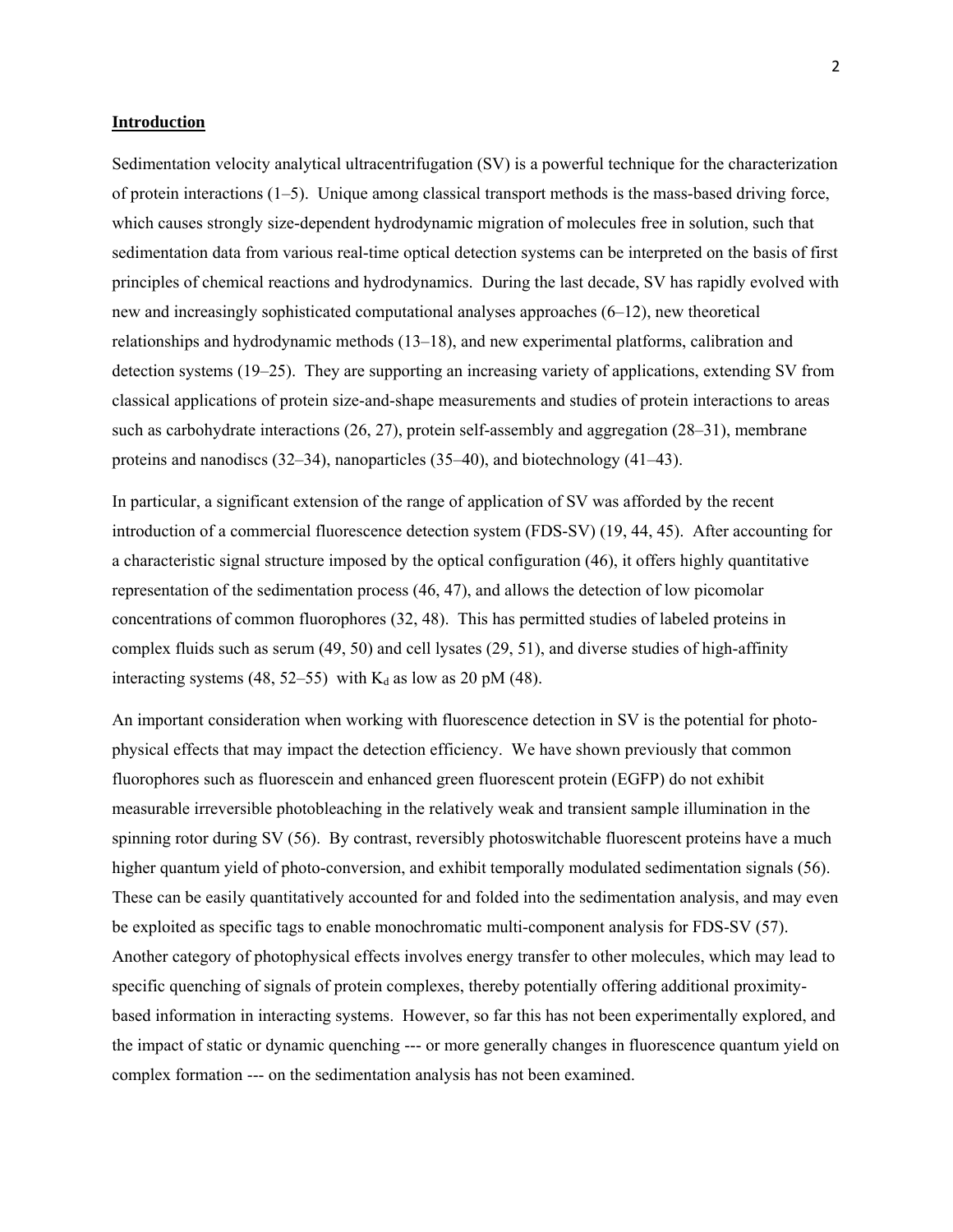## Introduction

Sedimentation velocity analytical ultracentrifugation (SV) is a powerful technique for the characterization of protein interactions (1–5). Unique among classical transport methods is the mass-based driving force, which causes strongly size-dependent hydrodynamic migration of molecules free in solution, such that sedimentation data from various real-time optical detection systems can be interpreted on the basis of first principles of chemical reactions and hydrodynamics. During the last decade, SV has rapidly evolved with new and increasingly sophisticated computational analyses approaches (6–12), new theoretical relationships and hydrodynamic methods (13–18), and new experimental platforms, calibration and detection systems (19–25). They are supporting an increasing variety of applications, extending SV from classical applications of protein size-and-shape measurements and studies of protein interactions to areas such as carbohydrate interactions (26, 27), protein self-assembly and aggregation (28–31), membrane proteins and nanodiscs (32–34), nanoparticles (35–40), and biotechnology (41–43).

In particular, a significant extension of the range of application of SV was afforded by the recent introduction of a commercial fluorescence detection system (FDS-SV) (19, 44, 45). After accounting for a characteristic signal structure imposed by the optical configuration (46), it offers highly quantitative representation of the sedimentation process (46, 47), and allows the detection of low picomolar concentrations of common fluorophores (32, 48). This has permitted studies of labeled proteins in complex fluids such as serum (49, 50) and cell lysates (29, 51), and diverse studies of high-affinity interacting systems (48, 52–55) with $K_d$ as low as 20 pM (48).

An important consideration when working with fluorescence detection in SV is the potential for photo-physical effects that may impact the detection efficiency. We have shown previously that common fluorophores such as fluorescein and enhanced green fluorescent protein (EGFP) do not exhibit measurable irreversible photobleaching in the relatively weak and transient sample illumination in the spinning rotor during SV (56). By contrast, reversibly photoswitchable fluorescent proteins have a much higher quantum yield of photo-conversion, and exhibit temporally modulated sedimentation signals (56). These can be easily quantitatively accounted for and folded into the sedimentation analysis, and may even be exploited as specific tags to enable monochromatic multi-component analysis for FDS-SV (57). Another category of photophysical effects involves energy transfer to other molecules, which may lead to specific quenching of signals of protein complexes, thereby potentially offering additional proximity-based information in interacting systems. However, so far this has not been experimentally explored, and the impact of static or dynamic quenching --- or more generally changes in fluorescence quantum yield on complex formation --- on the sedimentation analysis has not been examined.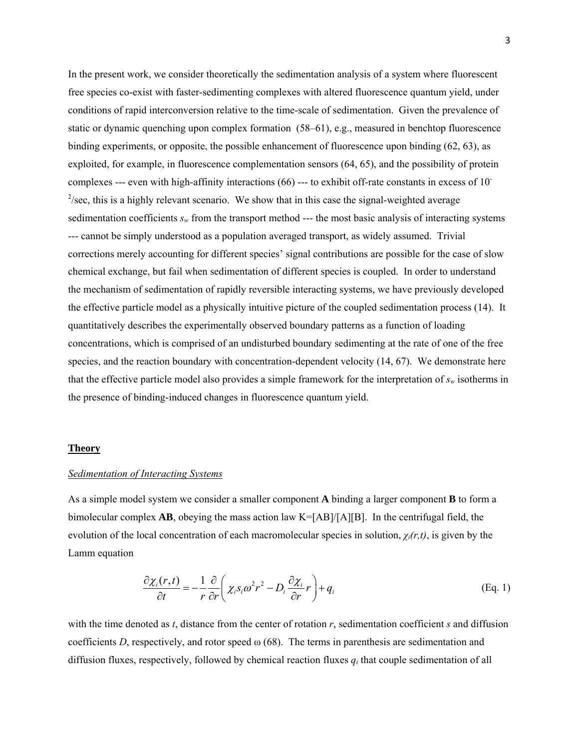In the present work, we consider theoretically the sedimentation analysis of a system where fluorescent free species co-exist with faster-sedimenting complexes with altered fluorescence quantum yield, under conditions of rapid interconversion relative to the time-scale of sedimentation. Given the prevalence of static or dynamic quenching upon complex formation (58–61), e.g., measured in benchtop fluorescence binding experiments, or opposite, the possible enhancement of fluorescence upon binding (62, 63), as exploited, for example, in fluorescence complementation sensors (64, 65), and the possibility of protein complexes --- even with high-affinity interactions (66) --- to exhibit off-rate constants in excess of $10^{-2}$/sec, this is a highly relevant scenario. We show that in this case the signal-weighted average sedimentation coefficients $s_w$ from the transport method --- the most basic analysis of interacting systems --- cannot be simply understood as a population averaged transport, as widely assumed. Trivial corrections merely accounting for different species' signal contributions are possible for the case of slow chemical exchange, but fail when sedimentation of different species is coupled. In order to understand the mechanism of sedimentation of rapidly reversible interacting systems, we have previously developed the effective particle model as a physically intuitive picture of the coupled sedimentation process (14). It quantitatively describes the experimentally observed boundary patterns as a function of loading concentrations, which is comprised of an undisturbed boundary sedimenting at the rate of one of the free species, and the reaction boundary with concentration-dependent velocity (14, 67). We demonstrate here that the effective particle model also provides a simple framework for the interpretation of $s_w$ isotherms in the presence of binding-induced changes in fluorescence quantum yield.

## Theory

### *Sedimentation of Interacting Systems*

As a simple model system we consider a smaller component **A** binding a larger component **B** to form a bimolecular complex **AB**, obeying the mass action law K=[AB]/[A][B]. In the centrifugal field, the evolution of the local concentration of each macromolecular species in solution, $\chi_i(r,t)$, is given by the Lamm equation

$$\frac{\partial \chi_i(r,t)}{\partial t} = -\frac{1}{r}\frac{\partial}{\partial r}\left( \chi_i s_i \omega^2 r^2 - D_i \frac{\partial \chi_i}{\partial r} r \right) + q_i \qquad \text{(Eq. 1)}$$

with the time denoted as $t$, distance from the center of rotation $r$, sedimentation coefficient $s$ and diffusion coefficients $D$, respectively, and rotor speed $\omega$ (68). The terms in parenthesis are sedimentation and diffusion fluxes, respectively, followed by chemical reaction fluxes $q_i$ that couple sedimentation of all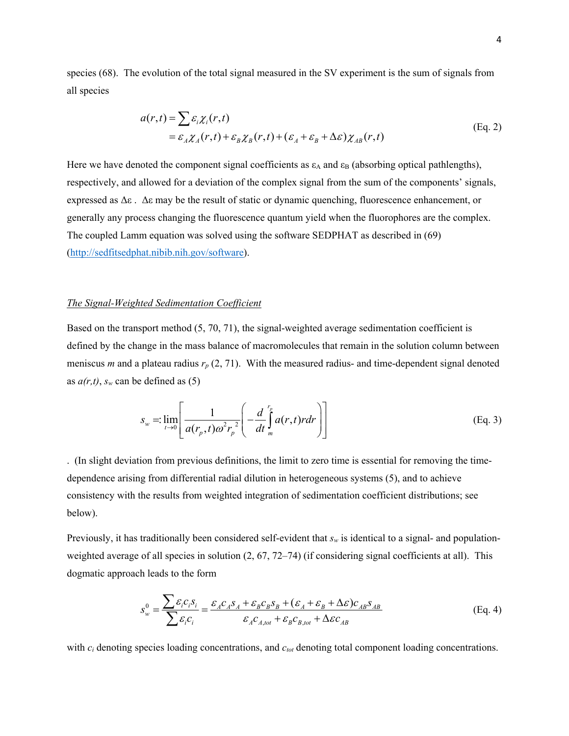species (68). The evolution of the total signal measured in the SV experiment is the sum of signals from all species

$$
\begin{aligned}
a(r,t) &= \sum \varepsilon_i \chi_i(r,t) \\
&= \varepsilon_A \chi_A(r,t) + \varepsilon_B \chi_B(r,t) + (\varepsilon_A + \varepsilon_B + \Delta\varepsilon)\chi_{AB}(r,t)
\end{aligned}
\qquad \text{(Eq. 2)}
$$

Here we have denoted the component signal coefficients as $\varepsilon_A$ and $\varepsilon_B$ (absorbing optical pathlengths), respectively, and allowed for a deviation of the complex signal from the sum of the components' signals, expressed as $\Delta\varepsilon$ . $\Delta\varepsilon$ may be the result of static or dynamic quenching, fluorescence enhancement, or generally any process changing the fluorescence quantum yield when the fluorophores are the complex. The coupled Lamm equation was solved using the software SEDPHAT as described in (69) (http://sedfitsedphat.nibib.nih.gov/software).

*The Signal-Weighted Sedimentation Coefficient*

Based on the transport method (5, 70, 71), the signal-weighted average sedimentation coefficient is defined by the change in the mass balance of macromolecules that remain in the solution column between meniscus *m* and a plateau radius $r_p$ (2, 71). With the measured radius- and time-dependent signal denoted as $a(r,t)$, $s_w$ can be defined as (5)

$$
s_w =: \lim_{t \to 0} \left[ \frac{1}{a(r_p,t)\omega^2 r_p^{\,2}} \left( -\frac{d}{dt} \int_m^{r_p} a(r,t) r dr \right) \right] \qquad \text{(Eq. 3)}
$$

. (In slight deviation from previous definitions, the limit to zero time is essential for removing the time-dependence arising from differential radial dilution in heterogeneous systems (5), and to achieve consistency with the results from weighted integration of sedimentation coefficient distributions; see below).

Previously, it has traditionally been considered self-evident that $s_w$ is identical to a signal- and population-weighted average of all species in solution (2, 67, 72–74) (if considering signal coefficients at all). This dogmatic approach leads to the form

$$
s_w^0 = \frac{\sum \varepsilon_i c_i s_i}{\sum \varepsilon_i c_i} = \frac{\varepsilon_A c_A s_A + \varepsilon_B c_B s_B + (\varepsilon_A + \varepsilon_B + \Delta\varepsilon) c_{AB} s_{AB}}{\varepsilon_A c_{A,tot} + \varepsilon_B c_{B,tot} + \Delta\varepsilon c_{AB}} \qquad \text{(Eq. 4)}
$$

with $c_i$ denoting species loading concentrations, and $c_{tot}$ denoting total component loading concentrations.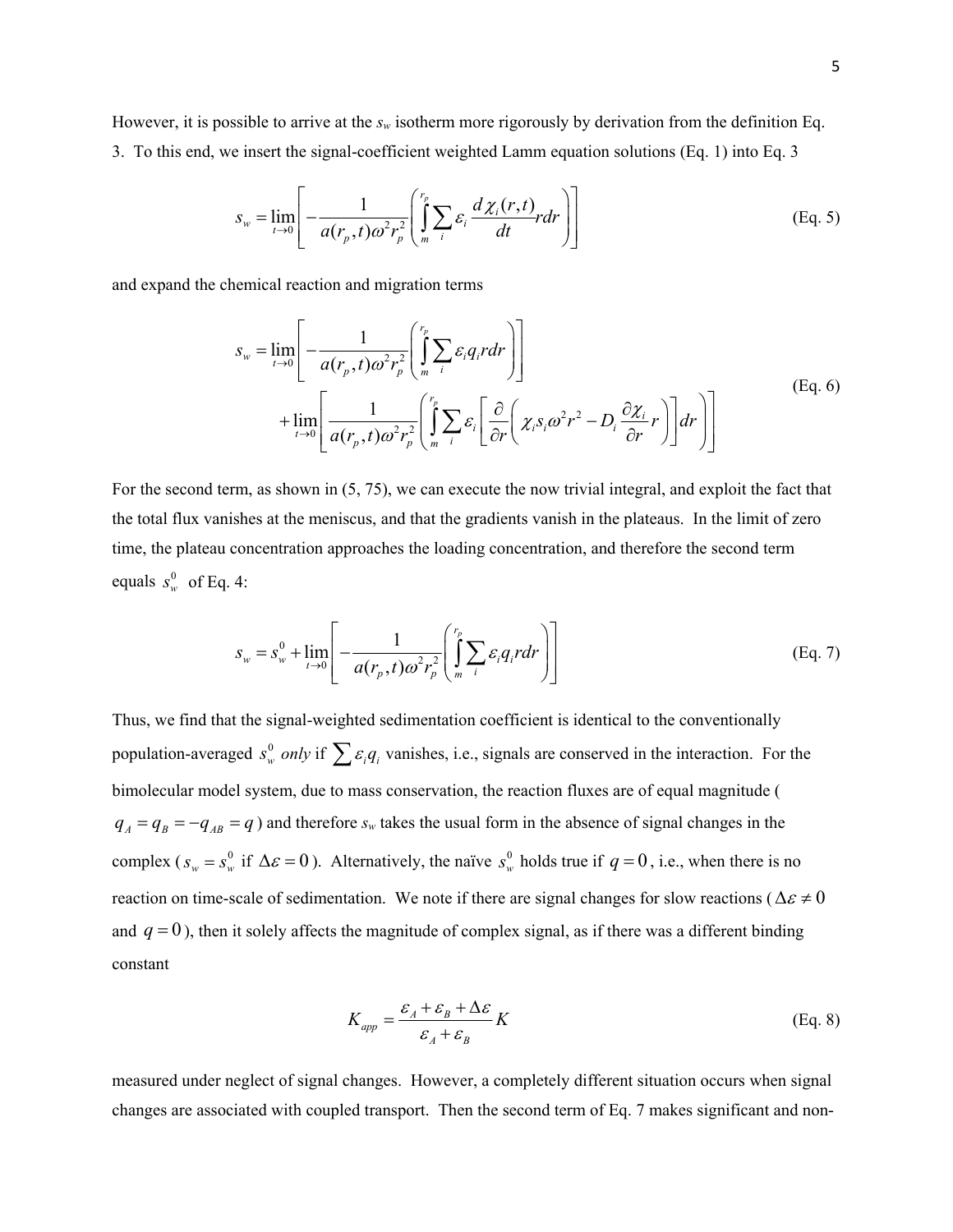However, it is possible to arrive at the $s_w$ isotherm more rigorously by derivation from the definition Eq. 3. To this end, we insert the signal-coefficient weighted Lamm equation solutions (Eq. 1) into Eq. 3

$$s_w = \lim_{t \to 0} \left[ -\frac{1}{a(r_p,t)\omega^2 r_p^2} \left( \int_m^{r_p} \sum_i \varepsilon_i \frac{d\chi_i(r,t)}{dt} r dr \right) \right] \quad \text{(Eq. 5)}$$

and expand the chemical reaction and migration terms

$$\begin{aligned} s_w = & \lim_{t \to 0} \left[ -\frac{1}{a(r_p,t)\omega^2 r_p^2} \left( \int_m^{r_p} \sum_i \varepsilon_i q_i r dr \right) \right] \\ & + \lim_{t \to 0} \left[ \frac{1}{a(r_p,t)\omega^2 r_p^2} \left( \int_m^{r_p} \sum_i \varepsilon_i \left[ \frac{\partial}{\partial r} \left( \chi_i s_i \omega^2 r^2 - D_i \frac{\partial \chi_i}{\partial r} r \right) \right] dr \right) \right] \end{aligned} \quad \text{(Eq. 6)}$$

For the second term, as shown in (5, 75), we can execute the now trivial integral, and exploit the fact that the total flux vanishes at the meniscus, and that the gradients vanish in the plateaus. In the limit of zero time, the plateau concentration approaches the loading concentration, and therefore the second term equals $s_w^0$ of Eq. 4:

$$s_w = s_w^0 + \lim_{t \to 0} \left[ -\frac{1}{a(r_p,t)\omega^2 r_p^2} \left( \int_m^{r_p} \sum_i \varepsilon_i q_i r dr \right) \right] \quad \text{(Eq. 7)}$$

Thus, we find that the signal-weighted sedimentation coefficient is identical to the conventionally population-averaged $s_w^0$ *only* if $\sum \varepsilon_i q_i$ vanishes, i.e., signals are conserved in the interaction. For the bimolecular model system, due to mass conservation, the reaction fluxes are of equal magnitude ($q_A = q_B = -q_{AB} = q$) and therefore $s_w$ takes the usual form in the absence of signal changes in the complex ($s_w = s_w^0$ if $\Delta\varepsilon = 0$). Alternatively, the naïve $s_w^0$ holds true if $q = 0$, i.e., when there is no reaction on time-scale of sedimentation. We note if there are signal changes for slow reactions ($\Delta\varepsilon \neq 0$ and $q = 0$), then it solely affects the magnitude of complex signal, as if there was a different binding constant

$$K_{app} = \frac{\varepsilon_A + \varepsilon_B + \Delta\varepsilon}{\varepsilon_A + \varepsilon_B} K \quad \text{(Eq. 8)}$$

measured under neglect of signal changes. However, a completely different situation occurs when signal changes are associated with coupled transport. Then the second term of Eq. 7 makes significant and non-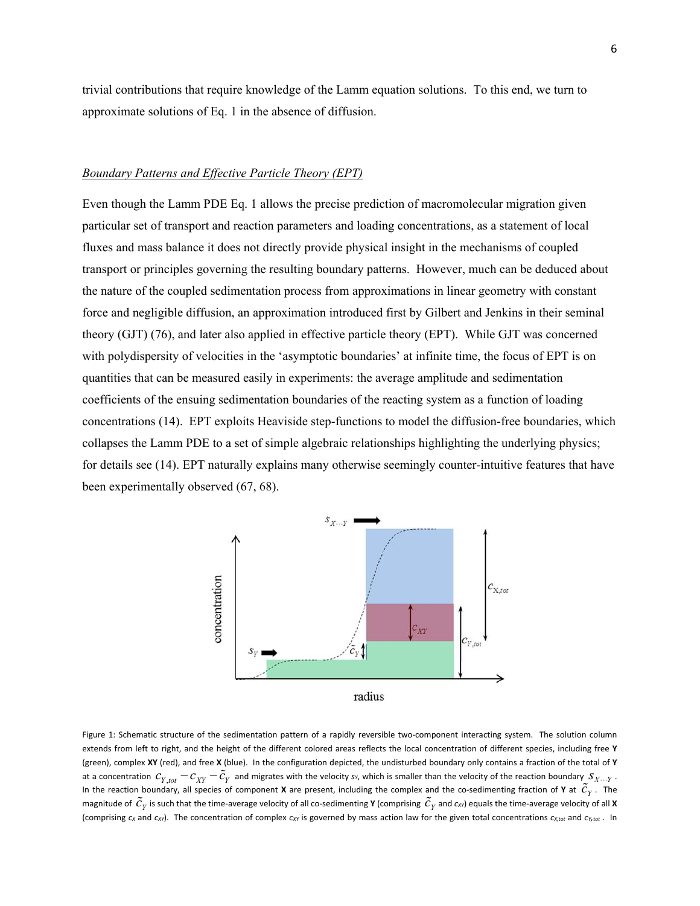trivial contributions that require knowledge of the Lamm equation solutions. To this end, we turn to approximate solutions of Eq. 1 in the absence of diffusion.

*Boundary Patterns and Effective Particle Theory (EPT)*

Even though the Lamm PDE Eq. 1 allows the precise prediction of macromolecular migration given particular set of transport and reaction parameters and loading concentrations, as a statement of local fluxes and mass balance it does not directly provide physical insight in the mechanisms of coupled transport or principles governing the resulting boundary patterns. However, much can be deduced about the nature of the coupled sedimentation process from approximations in linear geometry with constant force and negligible diffusion, an approximation introduced first by Gilbert and Jenkins in their seminal theory (GJT) (76), and later also applied in effective particle theory (EPT). While GJT was concerned with polydispersity of velocities in the 'asymptotic boundaries' at infinite time, the focus of EPT is on quantities that can be measured easily in experiments: the average amplitude and sedimentation coefficients of the ensuing sedimentation boundaries of the reacting system as a function of loading concentrations (14). EPT exploits Heaviside step-functions to model the diffusion-free boundaries, which collapses the Lamm PDE to a set of simple algebraic relationships highlighting the underlying physics; for details see (14). EPT naturally explains many otherwise seemingly counter-intuitive features that have been experimentally observed (67, 68).

Figure 1: Schematic structure of the sedimentation pattern of a rapidly reversible two-component interacting system. The solution column extends from left to right, and the height of the different colored areas reflects the local concentration of different species, including free **Y** (green), complex **XY** (red), and free **X** (blue). In the configuration depicted, the undisturbed boundary only contains a fraction of the total of **Y** at a concentration $c_{Y,tot} - c_{XY} - \tilde{c}_Y$ and migrates with the velocity $s_Y$, which is smaller than the velocity of the reaction boundary $s_{X \cdots Y}$. In the reaction boundary, all species of component **X** are present, including the complex and the co-sedimenting fraction of **Y** at $\tilde{c}_Y$. The magnitude of $\tilde{c}_Y$ is such that the time-average velocity of all co-sedimenting **Y** (comprising $\tilde{c}_Y$ and $c_{XY}$) equals the time-average velocity of all **X** (comprising $c_X$ and $c_{XY}$). The concentration of complex $c_{XY}$ is governed by mass action law for the given total concentrations $c_{X,tot}$ and $c_{Y,tot}$. In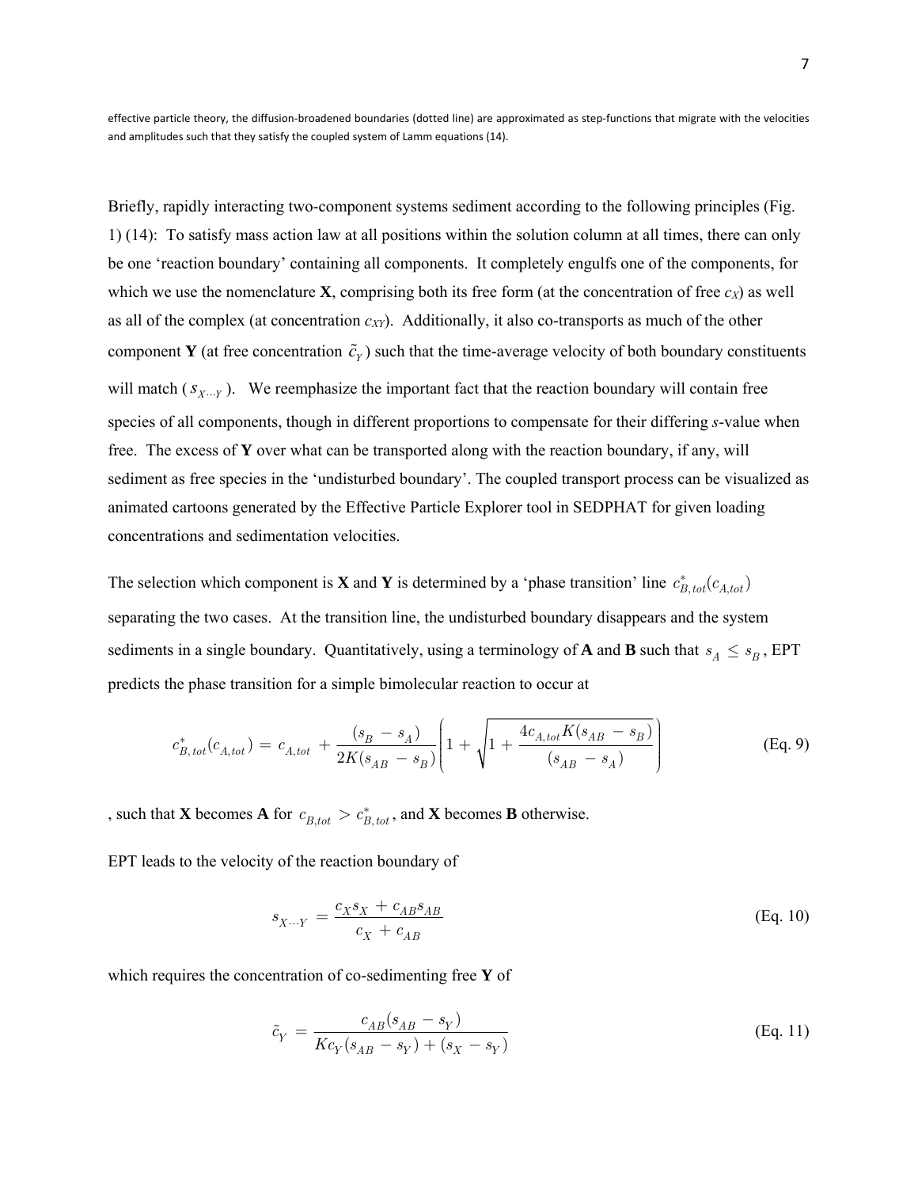effective particle theory, the diffusion-broadened boundaries (dotted line) are approximated as step-functions that migrate with the velocities and amplitudes such that they satisfy the coupled system of Lamm equations (14).

Briefly, rapidly interacting two-component systems sediment according to the following principles (Fig. 1) (14): To satisfy mass action law at all positions within the solution column at all times, there can only be one 'reaction boundary' containing all components. It completely engulfs one of the components, for which we use the nomenclature **X**, comprising both its free form (at the concentration of free $c_X$) as well as all of the complex (at concentration $c_{XY}$). Additionally, it also co-transports as much of the other component **Y** (at free concentration $\tilde{c}_Y$) such that the time-average velocity of both boundary constituents will match ($s_{X \cdots Y}$). We reemphasize the important fact that the reaction boundary will contain free species of all components, though in different proportions to compensate for their differing *s*-value when free. The excess of **Y** over what can be transported along with the reaction boundary, if any, will sediment as free species in the 'undisturbed boundary'. The coupled transport process can be visualized as animated cartoons generated by the Effective Particle Explorer tool in SEDPHAT for given loading concentrations and sedimentation velocities.

The selection which component is **X** and **Y** is determined by a 'phase transition' line $c^*_{B,tot}(c_{A,tot})$ separating the two cases. At the transition line, the undisturbed boundary disappears and the system sediments in a single boundary. Quantitatively, using a terminology of **A** and **B** such that $s_A \leq s_B$, EPT predicts the phase transition for a simple bimolecular reaction to occur at

$$c^*_{B,tot}(c_{A,tot}) = c_{A,tot} + \frac{(s_B - s_A)}{2K(s_{AB} - s_B)}\left(1 + \sqrt{1 + \frac{4c_{A,tot}K(s_{AB} - s_B)}{(s_{AB} - s_A)}}\right) \quad \text{(Eq. 9)}$$

, such that **X** becomes **A** for $c_{B,tot} > c^*_{B,tot}$, and **X** becomes **B** otherwise.

EPT leads to the velocity of the reaction boundary of

$$s_{X \cdots Y} = \frac{c_X s_X + c_{AB} s_{AB}}{c_X + c_{AB}} \quad \text{(Eq. 10)}$$

which requires the concentration of co-sedimenting free **Y** of

$$\tilde{c}_Y = \frac{c_{AB}(s_{AB} - s_Y)}{Kc_Y(s_{AB} - s_Y) + (s_X - s_Y)} \quad \text{(Eq. 11)}$$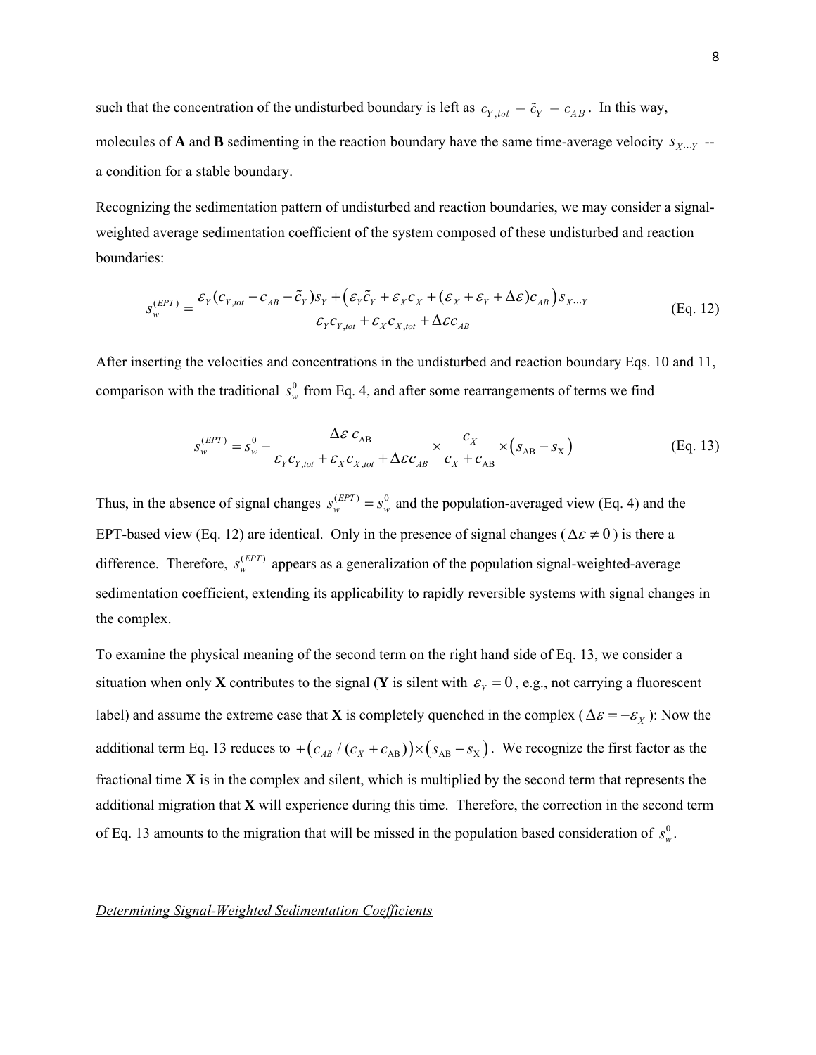such that the concentration of the undisturbed boundary is left as $c_{Y,tot} - \tilde{c}_Y - c_{AB}$. In this way, molecules of **A** and **B** sedimenting in the reaction boundary have the same time-average velocity $s_{X\cdots Y}$ -- a condition for a stable boundary.

Recognizing the sedimentation pattern of undisturbed and reaction boundaries, we may consider a signal-weighted average sedimentation coefficient of the system composed of these undisturbed and reaction boundaries:

$$s_w^{(EPT)} = \frac{\varepsilon_Y (c_{Y,tot} - c_{AB} - \tilde{c}_Y) s_Y + \left( \varepsilon_Y \tilde{c}_Y + \varepsilon_X c_X + (\varepsilon_X + \varepsilon_Y + \Delta\varepsilon) c_{AB} \right) s_{X\cdots Y}}{\varepsilon_Y c_{Y,tot} + \varepsilon_X c_{X,tot} + \Delta\varepsilon c_{AB}} \quad \text{(Eq. 12)}$$

After inserting the velocities and concentrations in the undisturbed and reaction boundary Eqs. 10 and 11, comparison with the traditional $s_w^0$ from Eq. 4, and after some rearrangements of terms we find

$$s_w^{(EPT)} = s_w^0 - \frac{\Delta\varepsilon \, c_{\text{AB}}}{\varepsilon_Y c_{Y,tot} + \varepsilon_X c_{X,tot} + \Delta\varepsilon c_{AB}} \times \frac{c_X}{c_X + c_{\text{AB}}} \times \left( s_{\text{AB}} - s_{\text{X}} \right) \quad \text{(Eq. 13)}$$

Thus, in the absence of signal changes $s_w^{(EPT)} = s_w^0$ and the population-averaged view (Eq. 4) and the EPT-based view (Eq. 12) are identical. Only in the presence of signal changes ($\Delta\varepsilon \neq 0$) is there a difference. Therefore, $s_w^{(EPT)}$ appears as a generalization of the population signal-weighted-average sedimentation coefficient, extending its applicability to rapidly reversible systems with signal changes in the complex.

To examine the physical meaning of the second term on the right hand side of Eq. 13, we consider a situation when only **X** contributes to the signal (**Y** is silent with $\varepsilon_Y = 0$, e.g., not carrying a fluorescent label) and assume the extreme case that **X** is completely quenched in the complex ($\Delta\varepsilon = -\varepsilon_X$): Now the additional term Eq. 13 reduces to $+\left( c_{AB} / (c_X + c_{\text{AB}}) \right) \times \left( s_{\text{AB}} - s_{\text{X}} \right)$. We recognize the first factor as the fractional time **X** is in the complex and silent, which is multiplied by the second term that represents the additional migration that **X** will experience during this time. Therefore, the correction in the second term of Eq. 13 amounts to the migration that will be missed in the population based consideration of $s_w^0$.

*Determining Signal-Weighted Sedimentation Coefficients*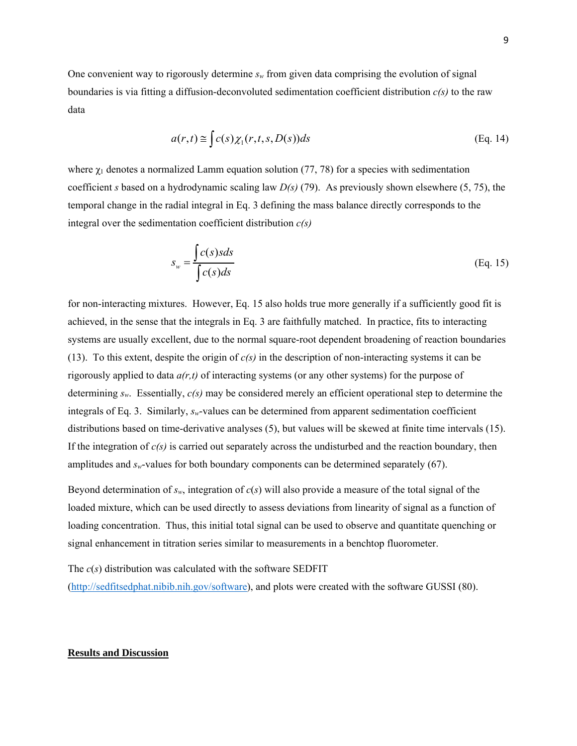One convenient way to rigorously determine $s_w$ from given data comprising the evolution of signal boundaries is via fitting a diffusion-deconvoluted sedimentation coefficient distribution *c(s)* to the raw data

$$a(r,t) \cong \int c(s)\chi_1(r,t,s,D(s))ds \tag{Eq. 14}$$

where $\chi_1$ denotes a normalized Lamm equation solution (77, 78) for a species with sedimentation coefficient *s* based on a hydrodynamic scaling law *D(s)* (79). As previously shown elsewhere (5, 75), the temporal change in the radial integral in Eq. 3 defining the mass balance directly corresponds to the integral over the sedimentation coefficient distribution *c(s)*

$$s_w = \frac{\int c(s)sds}{\int c(s)ds} \tag{Eq. 15}$$

for non-interacting mixtures. However, Eq. 15 also holds true more generally if a sufficiently good fit is achieved, in the sense that the integrals in Eq. 3 are faithfully matched. In practice, fits to interacting systems are usually excellent, due to the normal square-root dependent broadening of reaction boundaries (13). To this extent, despite the origin of *c(s)* in the description of non-interacting systems it can be rigorously applied to data *a(r,t)* of interacting systems (or any other systems) for the purpose of determining $s_w$. Essentially, *c(s)* may be considered merely an efficient operational step to determine the integrals of Eq. 3. Similarly, $s_w$-values can be determined from apparent sedimentation coefficient distributions based on time-derivative analyses (5), but values will be skewed at finite time intervals (15). If the integration of *c(s)* is carried out separately across the undisturbed and the reaction boundary, then amplitudes and $s_w$-values for both boundary components can be determined separately (67).

Beyond determination of $s_w$, integration of *c*(*s*) will also provide a measure of the total signal of the loaded mixture, which can be used directly to assess deviations from linearity of signal as a function of loading concentration. Thus, this initial total signal can be used to observe and quantitate quenching or signal enhancement in titration series similar to measurements in a benchtop fluorometer.

The *c*(*s*) distribution was calculated with the software SEDFIT (http://sedfitsedphat.nibib.nih.gov/software), and plots were created with the software GUSSI (80).

## Results and Discussion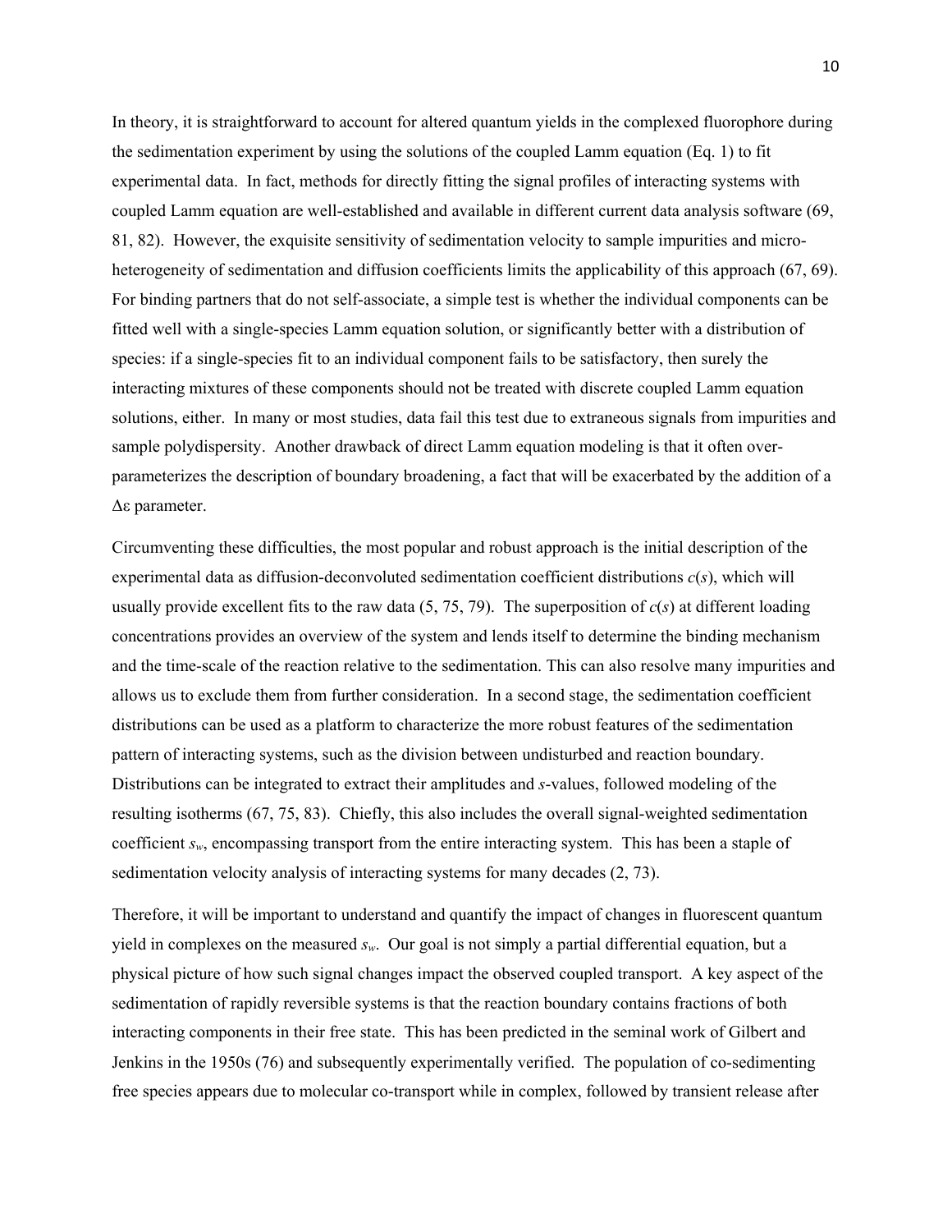In theory, it is straightforward to account for altered quantum yields in the complexed fluorophore during the sedimentation experiment by using the solutions of the coupled Lamm equation (Eq. 1) to fit experimental data. In fact, methods for directly fitting the signal profiles of interacting systems with coupled Lamm equation are well-established and available in different current data analysis software (69, 81, 82). However, the exquisite sensitivity of sedimentation velocity to sample impurities and micro-heterogeneity of sedimentation and diffusion coefficients limits the applicability of this approach (67, 69). For binding partners that do not self-associate, a simple test is whether the individual components can be fitted well with a single-species Lamm equation solution, or significantly better with a distribution of species: if a single-species fit to an individual component fails to be satisfactory, then surely the interacting mixtures of these components should not be treated with discrete coupled Lamm equation solutions, either. In many or most studies, data fail this test due to extraneous signals from impurities and sample polydispersity. Another drawback of direct Lamm equation modeling is that it often over-parameterizes the description of boundary broadening, a fact that will be exacerbated by the addition of a $\Delta\varepsilon$ parameter.

Circumventing these difficulties, the most popular and robust approach is the initial description of the experimental data as diffusion-deconvoluted sedimentation coefficient distributions $c(s)$, which will usually provide excellent fits to the raw data (5, 75, 79). The superposition of $c(s)$ at different loading concentrations provides an overview of the system and lends itself to determine the binding mechanism and the time-scale of the reaction relative to the sedimentation. This can also resolve many impurities and allows us to exclude them from further consideration. In a second stage, the sedimentation coefficient distributions can be used as a platform to characterize the more robust features of the sedimentation pattern of interacting systems, such as the division between undisturbed and reaction boundary. Distributions can be integrated to extract their amplitudes and $s$-values, followed modeling of the resulting isotherms (67, 75, 83). Chiefly, this also includes the overall signal-weighted sedimentation coefficient $s_w$, encompassing transport from the entire interacting system. This has been a staple of sedimentation velocity analysis of interacting systems for many decades (2, 73).

Therefore, it will be important to understand and quantify the impact of changes in fluorescent quantum yield in complexes on the measured $s_w$. Our goal is not simply a partial differential equation, but a physical picture of how such signal changes impact the observed coupled transport. A key aspect of the sedimentation of rapidly reversible systems is that the reaction boundary contains fractions of both interacting components in their free state. This has been predicted in the seminal work of Gilbert and Jenkins in the 1950s (76) and subsequently experimentally verified. The population of co-sedimenting free species appears due to molecular co-transport while in complex, followed by transient release after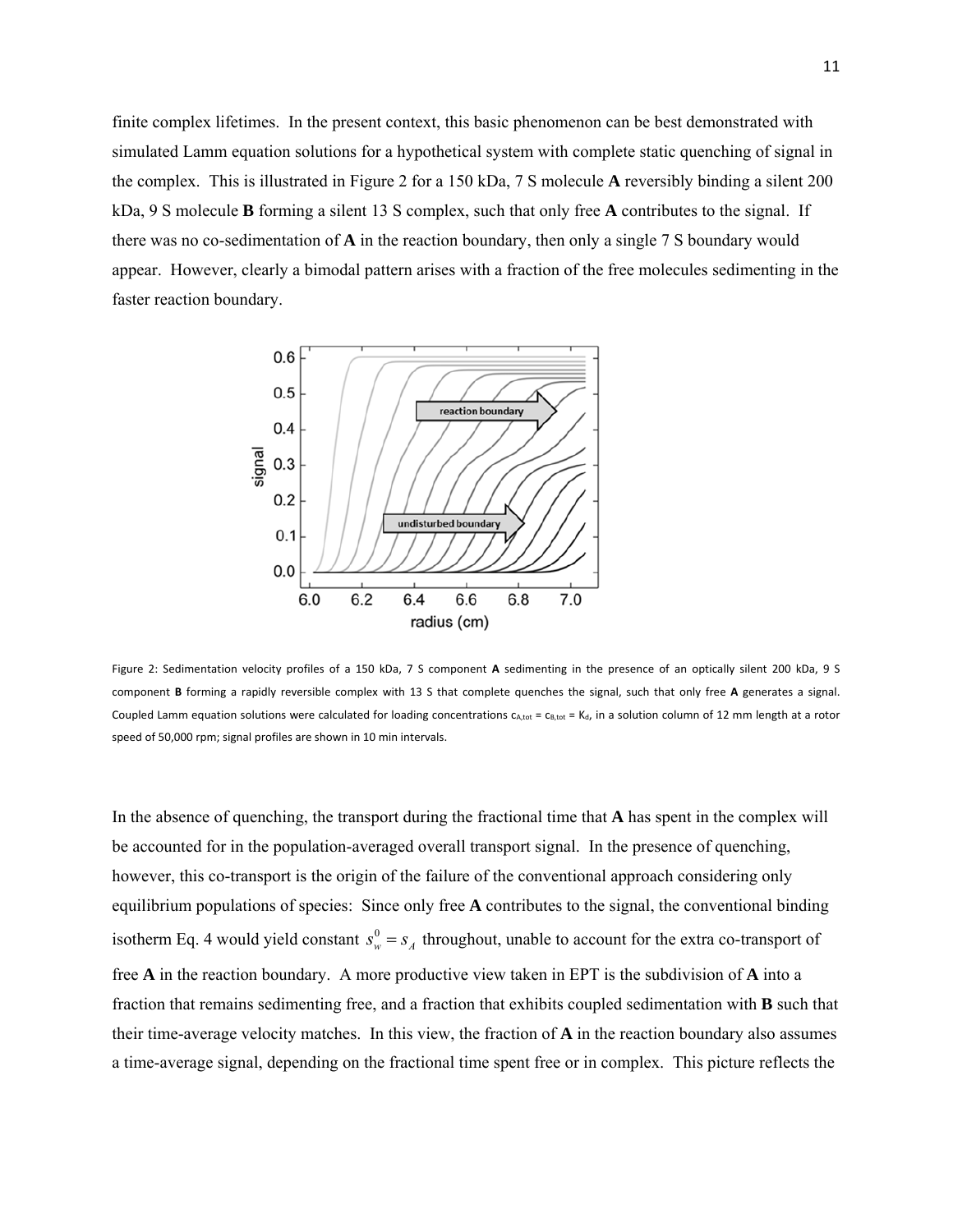finite complex lifetimes. In the present context, this basic phenomenon can be best demonstrated with simulated Lamm equation solutions for a hypothetical system with complete static quenching of signal in the complex. This is illustrated in Figure 2 for a 150 kDa, 7 S molecule **A** reversibly binding a silent 200 kDa, 9 S molecule **B** forming a silent 13 S complex, such that only free **A** contributes to the signal. If there was no co-sedimentation of **A** in the reaction boundary, then only a single 7 S boundary would appear. However, clearly a bimodal pattern arises with a fraction of the free molecules sedimenting in the faster reaction boundary.

Figure 2: Sedimentation velocity profiles of a 150 kDa, 7 S component **A** sedimenting in the presence of an optically silent 200 kDa, 9 S component **B** forming a rapidly reversible complex with 13 S that complete quenches the signal, such that only free **A** generates a signal. Coupled Lamm equation solutions were calculated for loading concentrations $c_{A,tot} = c_{B,tot} = K_d$, in a solution column of 12 mm length at a rotor speed of 50,000 rpm; signal profiles are shown in 10 min intervals.

In the absence of quenching, the transport during the fractional time that **A** has spent in the complex will be accounted for in the population-averaged overall transport signal. In the presence of quenching, however, this co-transport is the origin of the failure of the conventional approach considering only equilibrium populations of species: Since only free **A** contributes to the signal, the conventional binding isotherm Eq. 4 would yield constant $s_w^0 = s_A$ throughout, unable to account for the extra co-transport of free **A** in the reaction boundary. A more productive view taken in EPT is the subdivision of **A** into a fraction that remains sedimenting free, and a fraction that exhibits coupled sedimentation with **B** such that their time-average velocity matches. In this view, the fraction of **A** in the reaction boundary also assumes a time-average signal, depending on the fractional time spent free or in complex. This picture reflects the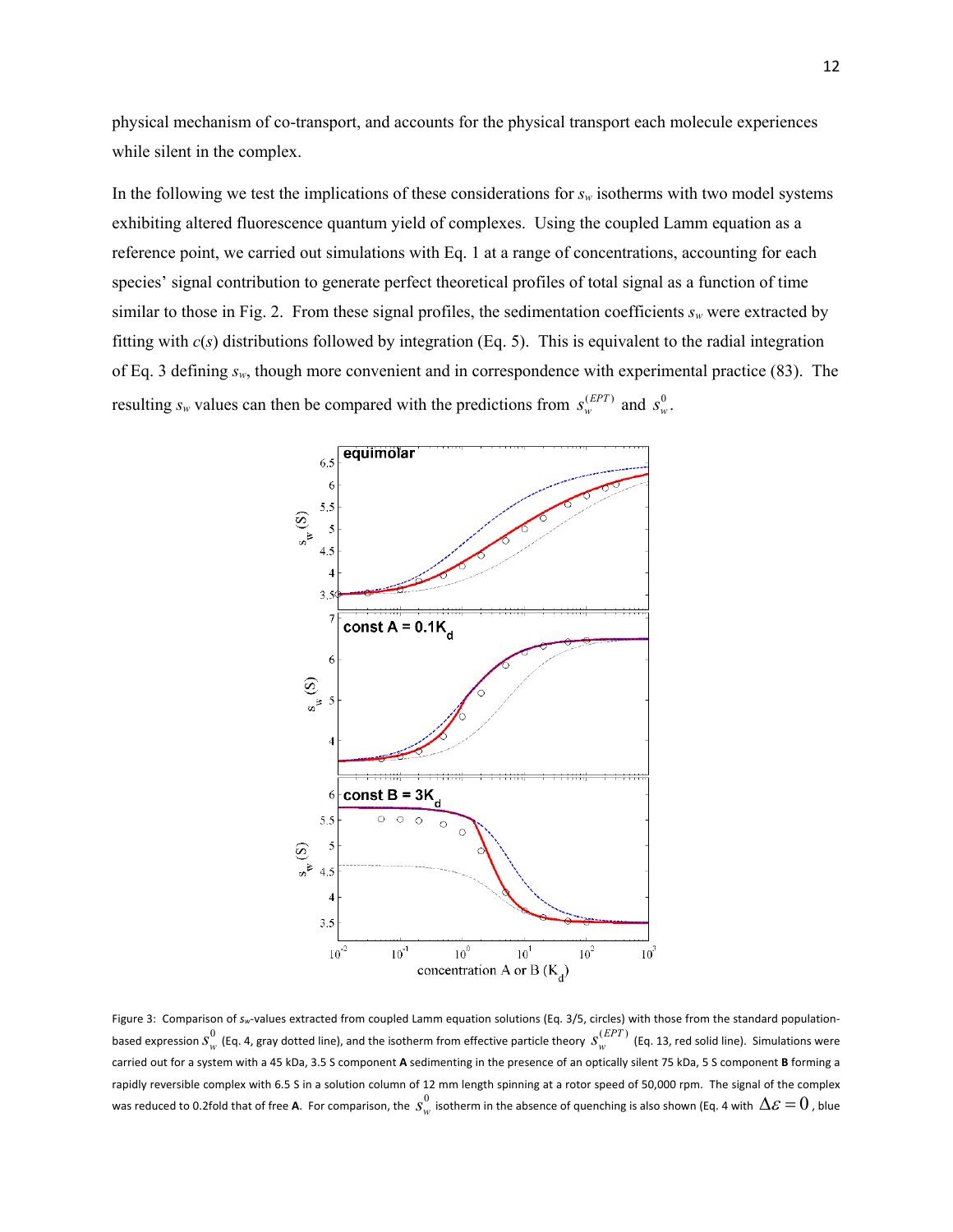physical mechanism of co-transport, and accounts for the physical transport each molecule experiences while silent in the complex.

In the following we test the implications of these considerations for $s_w$ isotherms with two model systems exhibiting altered fluorescence quantum yield of complexes. Using the coupled Lamm equation as a reference point, we carried out simulations with Eq. 1 at a range of concentrations, accounting for each species' signal contribution to generate perfect theoretical profiles of total signal as a function of time similar to those in Fig. 2. From these signal profiles, the sedimentation coefficients $s_w$ were extracted by fitting with $c(s)$ distributions followed by integration (Eq. 5). This is equivalent to the radial integration of Eq. 3 defining $s_w$, though more convenient and in correspondence with experimental practice (83). The resulting $s_w$ values can then be compared with the predictions from $s_w^{(EPT)}$ and $s_w^0$.

Figure 3: Comparison of $s_w$-values extracted from coupled Lamm equation solutions (Eq. 3/5, circles) with those from the standard population-based expression $s_w^0$ (Eq. 4, gray dotted line), and the isotherm from effective particle theory $s_w^{(EPT)}$ (Eq. 13, red solid line). Simulations were carried out for a system with a 45 kDa, 3.5 S component **A** sedimenting in the presence of an optically silent 75 kDa, 5 S component **B** forming a rapidly reversible complex with 6.5 S in a solution column of 12 mm length spinning at a rotor speed of 50,000 rpm. The signal of the complex was reduced to 0.2fold that of free **A**. For comparison, the $s_w^0$ isotherm in the absence of quenching is also shown (Eq. 4 with $\Delta\varepsilon = 0$, blue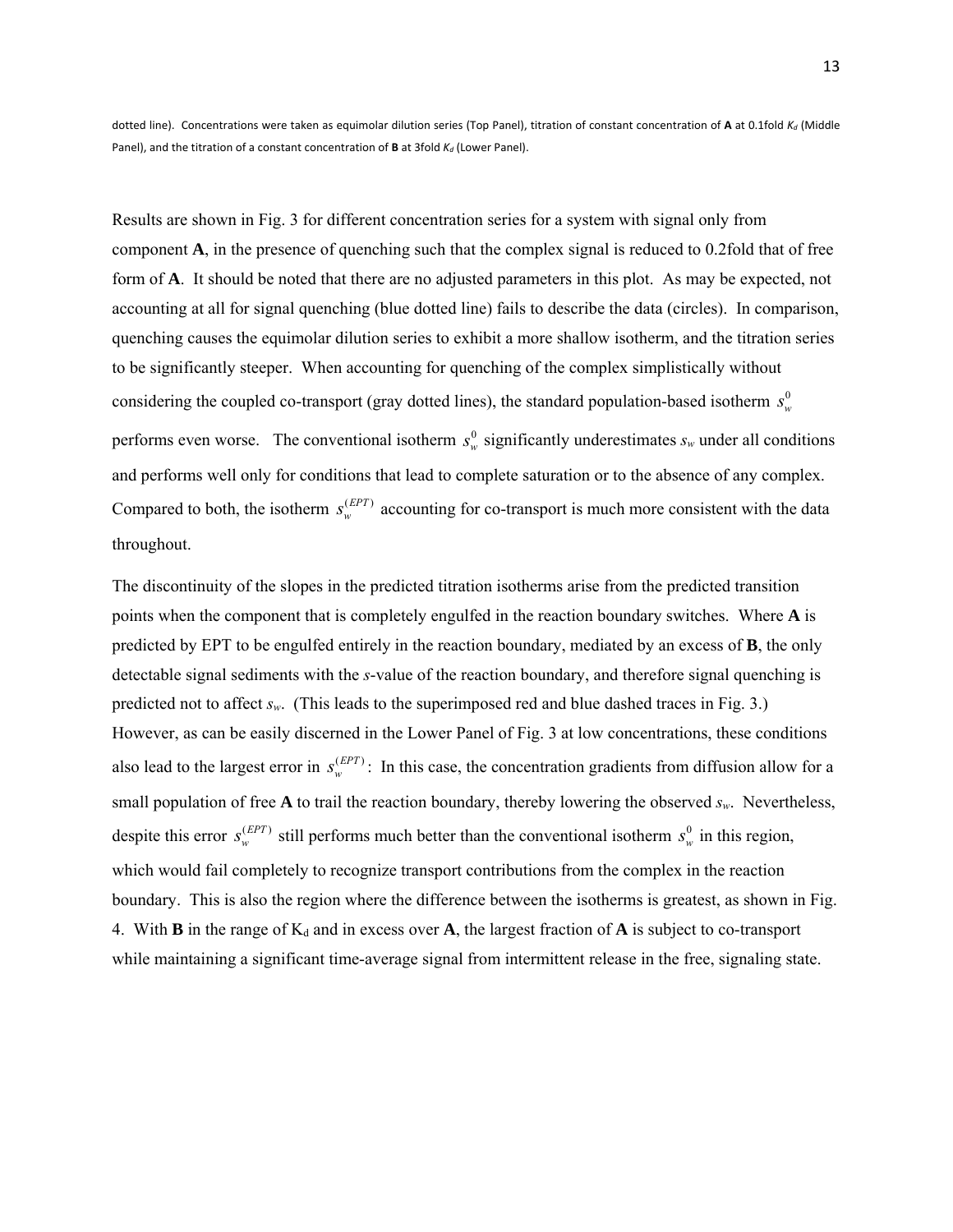dotted line). Concentrations were taken as equimolar dilution series (Top Panel), titration of constant concentration of **A** at 0.1fold $K_d$ (Middle Panel), and the titration of a constant concentration of **B** at 3fold $K_d$ (Lower Panel).

Results are shown in Fig. 3 for different concentration series for a system with signal only from component **A**, in the presence of quenching such that the complex signal is reduced to 0.2fold that of free form of **A**. It should be noted that there are no adjusted parameters in this plot. As may be expected, not accounting at all for signal quenching (blue dotted line) fails to describe the data (circles). In comparison, quenching causes the equimolar dilution series to exhibit a more shallow isotherm, and the titration series to be significantly steeper. When accounting for quenching of the complex simplistically without considering the coupled co-transport (gray dotted lines), the standard population-based isotherm $s_w^0$ performs even worse. The conventional isotherm $s_w^0$ significantly underestimates $s_w$ under all conditions and performs well only for conditions that lead to complete saturation or to the absence of any complex. Compared to both, the isotherm $s_w^{(EPT)}$ accounting for co-transport is much more consistent with the data throughout.

The discontinuity of the slopes in the predicted titration isotherms arise from the predicted transition points when the component that is completely engulfed in the reaction boundary switches. Where **A** is predicted by EPT to be engulfed entirely in the reaction boundary, mediated by an excess of **B**, the only detectable signal sediments with the *s*-value of the reaction boundary, and therefore signal quenching is predicted not to affect $s_w$. (This leads to the superimposed red and blue dashed traces in Fig. 3.) However, as can be easily discerned in the Lower Panel of Fig. 3 at low concentrations, these conditions also lead to the largest error in $s_w^{(EPT)}$: In this case, the concentration gradients from diffusion allow for a small population of free **A** to trail the reaction boundary, thereby lowering the observed $s_w$. Nevertheless, despite this error $s_w^{(EPT)}$ still performs much better than the conventional isotherm $s_w^0$ in this region, which would fail completely to recognize transport contributions from the complex in the reaction boundary. This is also the region where the difference between the isotherms is greatest, as shown in Fig. 4. With **B** in the range of $K_d$ and in excess over **A**, the largest fraction of **A** is subject to co-transport while maintaining a significant time-average signal from intermittent release in the free, signaling state.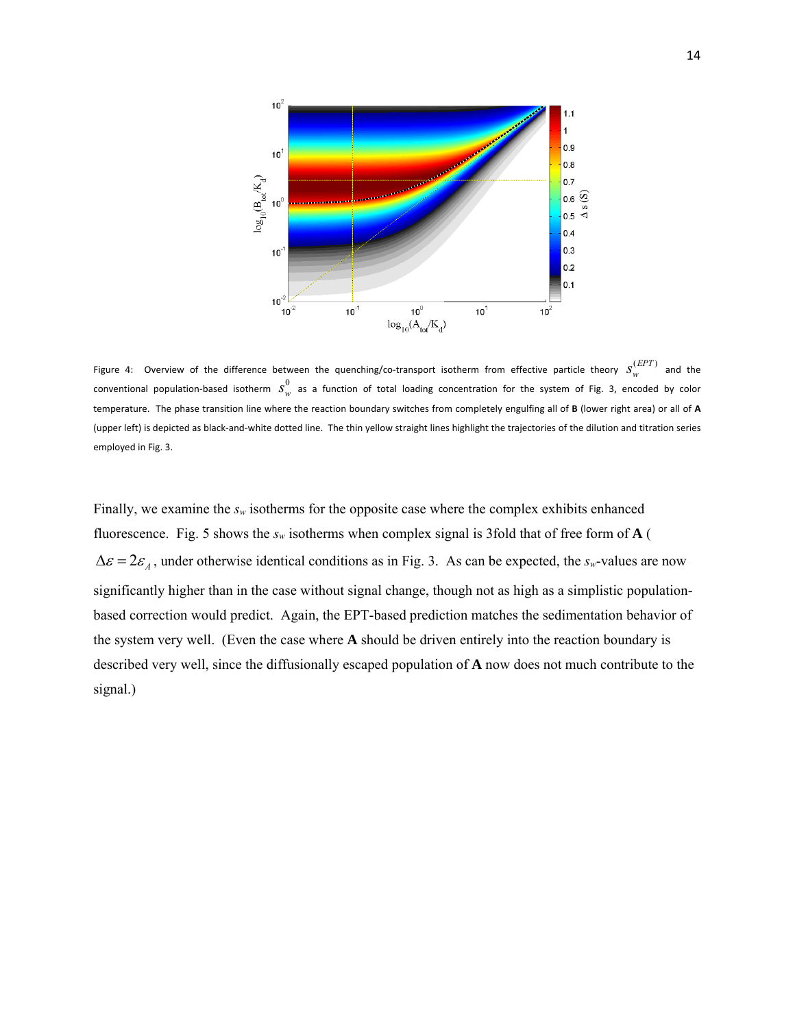Figure 4: Overview of the difference between the quenching/co-transport isotherm from effective particle theory $s_w^{(EPT)}$ and the conventional population-based isotherm $s_w^0$ as a function of total loading concentration for the system of Fig. 3, encoded by color temperature. The phase transition line where the reaction boundary switches from completely engulfing all of **B** (lower right area) or all of **A** (upper left) is depicted as black-and-white dotted line. The thin yellow straight lines highlight the trajectories of the dilution and titration series employed in Fig. 3.

Finally, we examine the $s_w$ isotherms for the opposite case where the complex exhibits enhanced fluorescence. Fig. 5 shows the $s_w$ isotherms when complex signal is 3fold that of free form of **A** ( $\Delta\varepsilon = 2\varepsilon_A$ , under otherwise identical conditions as in Fig. 3. As can be expected, the $s_w$-values are now significantly higher than in the case without signal change, though not as high as a simplistic population-based correction would predict. Again, the EPT-based prediction matches the sedimentation behavior of the system very well. (Even the case where **A** should be driven entirely into the reaction boundary is described very well, since the diffusionally escaped population of **A** now does not much contribute to the signal.)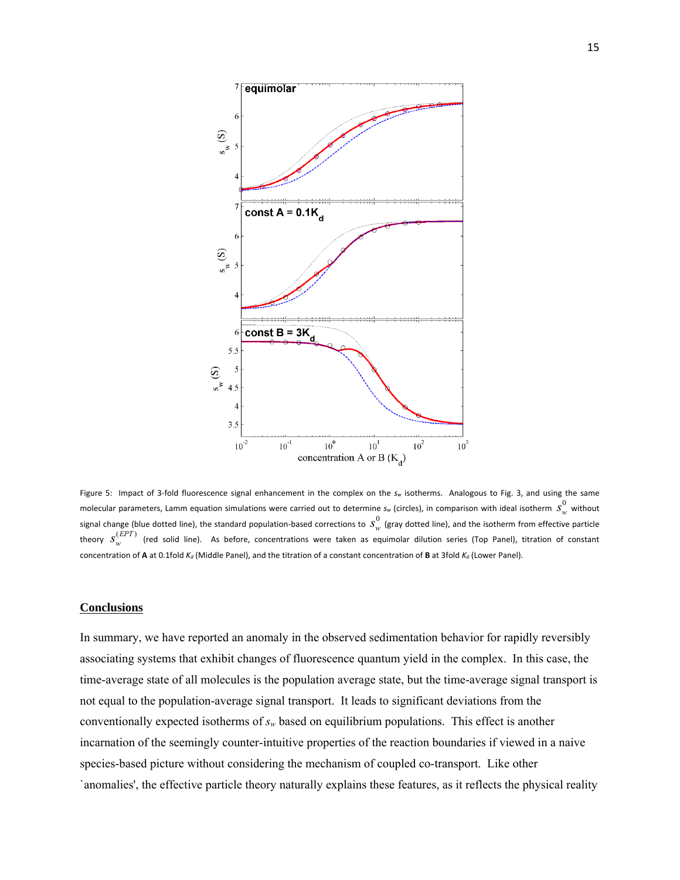Figure 5: Impact of 3-fold fluorescence signal enhancement in the complex on the $s_w$ isotherms. Analogous to Fig. 3, and using the same molecular parameters, Lamm equation simulations were carried out to determine $s_w$ (circles), in comparison with ideal isotherm $s_w^0$ without signal change (blue dotted line), the standard population-based corrections to $s_w^0$ (gray dotted line), and the isotherm from effective particle theory $s_w^{(EPT)}$ (red solid line). As before, concentrations were taken as equimolar dilution series (Top Panel), titration of constant concentration of **A** at 0.1fold $K_d$ (Middle Panel), and the titration of a constant concentration of **B** at 3fold $K_d$ (Lower Panel).

## Conclusions

In summary, we have reported an anomaly in the observed sedimentation behavior for rapidly reversibly associating systems that exhibit changes of fluorescence quantum yield in the complex. In this case, the time-average state of all molecules is the population average state, but the time-average signal transport is not equal to the population-average signal transport. It leads to significant deviations from the conventionally expected isotherms of $s_w$ based on equilibrium populations. This effect is another incarnation of the seemingly counter-intuitive properties of the reaction boundaries if viewed in a naive species-based picture without considering the mechanism of coupled co-transport. Like other `anomalies', the effective particle theory naturally explains these features, as it reflects the physical reality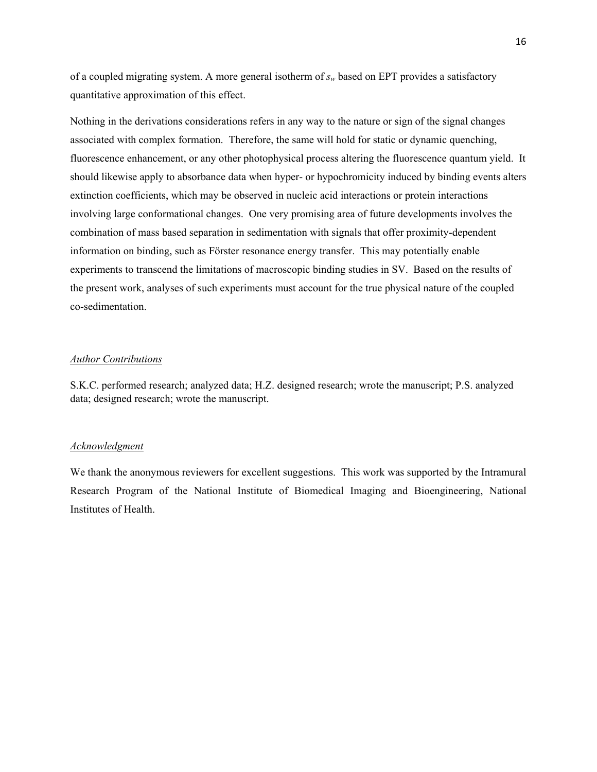of a coupled migrating system. A more general isotherm of $s_w$ based on EPT provides a satisfactory quantitative approximation of this effect.

Nothing in the derivations considerations refers in any way to the nature or sign of the signal changes associated with complex formation. Therefore, the same will hold for static or dynamic quenching, fluorescence enhancement, or any other photophysical process altering the fluorescence quantum yield. It should likewise apply to absorbance data when hyper- or hypochromicity induced by binding events alters extinction coefficients, which may be observed in nucleic acid interactions or protein interactions involving large conformational changes. One very promising area of future developments involves the combination of mass based separation in sedimentation with signals that offer proximity-dependent information on binding, such as Förster resonance energy transfer. This may potentially enable experiments to transcend the limitations of macroscopic binding studies in SV. Based on the results of the present work, analyses of such experiments must account for the true physical nature of the coupled co-sedimentation.

### *Author Contributions*

S.K.C. performed research; analyzed data; H.Z. designed research; wrote the manuscript; P.S. analyzed data; designed research; wrote the manuscript.

### *Acknowledgment*

We thank the anonymous reviewers for excellent suggestions. This work was supported by the Intramural Research Program of the National Institute of Biomedical Imaging and Bioengineering, National Institutes of Health.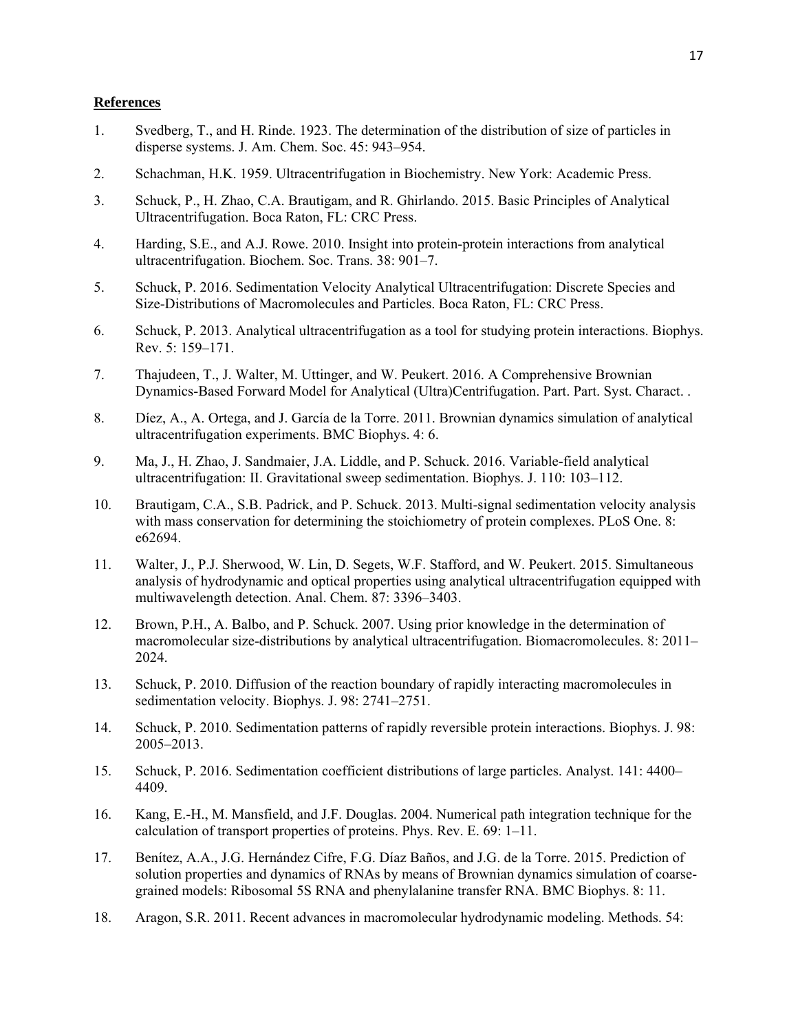**References**

1. Svedberg, T., and H. Rinde. 1923. The determination of the distribution of size of particles in disperse systems. J. Am. Chem. Soc. 45: 943–954.

2. Schachman, H.K. 1959. Ultracentrifugation in Biochemistry. New York: Academic Press.

3. Schuck, P., H. Zhao, C.A. Brautigam, and R. Ghirlando. 2015. Basic Principles of Analytical Ultracentrifugation. Boca Raton, FL: CRC Press.

4. Harding, S.E., and A.J. Rowe. 2010. Insight into protein-protein interactions from analytical ultracentrifugation. Biochem. Soc. Trans. 38: 901–7.

5. Schuck, P. 2016. Sedimentation Velocity Analytical Ultracentrifugation: Discrete Species and Size-Distributions of Macromolecules and Particles. Boca Raton, FL: CRC Press.

6. Schuck, P. 2013. Analytical ultracentrifugation as a tool for studying protein interactions. Biophys. Rev. 5: 159–171.

7. Thajudeen, T., J. Walter, M. Uttinger, and W. Peukert. 2016. A Comprehensive Brownian Dynamics-Based Forward Model for Analytical (Ultra)Centrifugation. Part. Part. Syst. Charact. .

8. Díez, A., A. Ortega, and J. García de la Torre. 2011. Brownian dynamics simulation of analytical ultracentrifugation experiments. BMC Biophys. 4: 6.

9. Ma, J., H. Zhao, J. Sandmaier, J.A. Liddle, and P. Schuck. 2016. Variable-field analytical ultracentrifugation: II. Gravitational sweep sedimentation. Biophys. J. 110: 103–112.

10. Brautigam, C.A., S.B. Padrick, and P. Schuck. 2013. Multi-signal sedimentation velocity analysis with mass conservation for determining the stoichiometry of protein complexes. PLoS One. 8: e62694.

11. Walter, J., P.J. Sherwood, W. Lin, D. Segets, W.F. Stafford, and W. Peukert. 2015. Simultaneous analysis of hydrodynamic and optical properties using analytical ultracentrifugation equipped with multiwavelength detection. Anal. Chem. 87: 3396–3403.

12. Brown, P.H., A. Balbo, and P. Schuck. 2007. Using prior knowledge in the determination of macromolecular size-distributions by analytical ultracentrifugation. Biomacromolecules. 8: 2011–2024.

13. Schuck, P. 2010. Diffusion of the reaction boundary of rapidly interacting macromolecules in sedimentation velocity. Biophys. J. 98: 2741–2751.

14. Schuck, P. 2010. Sedimentation patterns of rapidly reversible protein interactions. Biophys. J. 98: 2005–2013.

15. Schuck, P. 2016. Sedimentation coefficient distributions of large particles. Analyst. 141: 4400–4409.

16. Kang, E.-H., M. Mansfield, and J.F. Douglas. 2004. Numerical path integration technique for the calculation of transport properties of proteins. Phys. Rev. E. 69: 1–11.

17. Benítez, A.A., J.G. Hernández Cifre, F.G. Díaz Baños, and J.G. de la Torre. 2015. Prediction of solution properties and dynamics of RNAs by means of Brownian dynamics simulation of coarse-grained models: Ribosomal 5S RNA and phenylalanine transfer RNA. BMC Biophys. 8: 11.

18. Aragon, S.R. 2011. Recent advances in macromolecular hydrodynamic modeling. Methods. 54: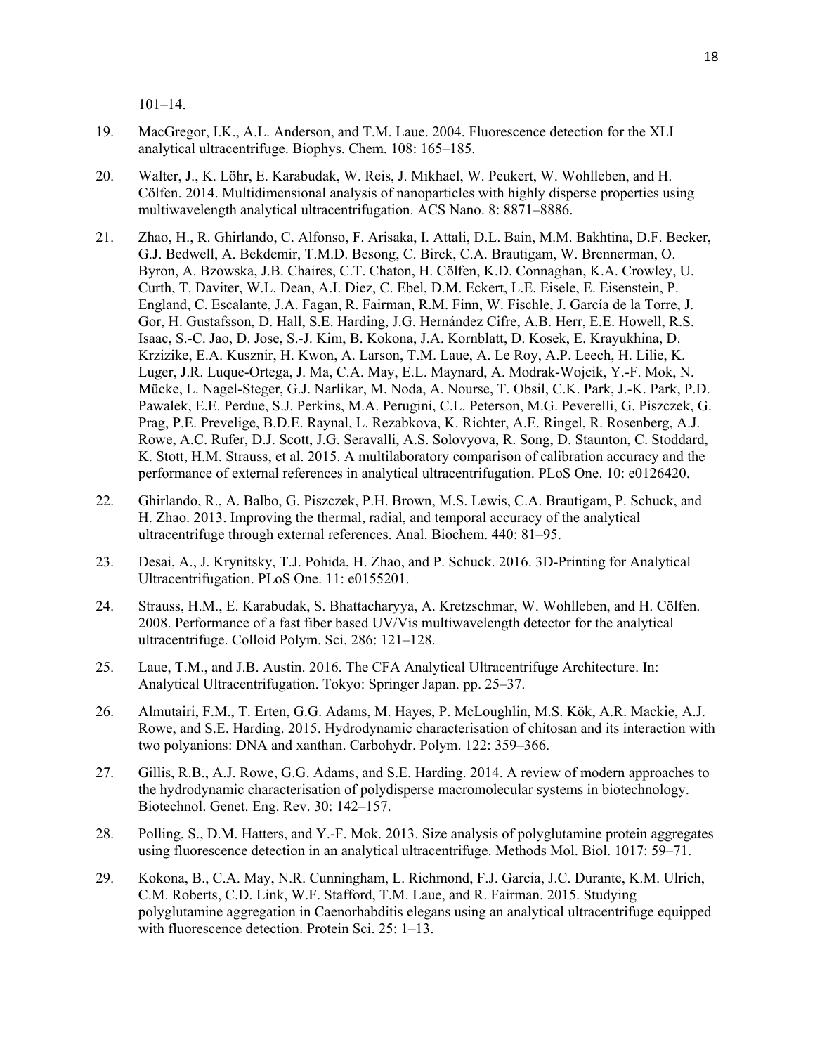101–14.

19. MacGregor, I.K., A.L. Anderson, and T.M. Laue. 2004. Fluorescence detection for the XLI analytical ultracentrifuge. Biophys. Chem. 108: 165–185.

20. Walter, J., K. Löhr, E. Karabudak, W. Reis, J. Mikhael, W. Peukert, W. Wohlleben, and H. Cölfen. 2014. Multidimensional analysis of nanoparticles with highly disperse properties using multiwavelength analytical ultracentrifugation. ACS Nano. 8: 8871–8886.

21. Zhao, H., R. Ghirlando, C. Alfonso, F. Arisaka, I. Attali, D.L. Bain, M.M. Bakhtina, D.F. Becker, G.J. Bedwell, A. Bekdemir, T.M.D. Besong, C. Birck, C.A. Brautigam, W. Brennerman, O. Byron, A. Bzowska, J.B. Chaires, C.T. Chaton, H. Cölfen, K.D. Connaghan, K.A. Crowley, U. Curth, T. Daviter, W.L. Dean, A.I. Diez, C. Ebel, D.M. Eckert, L.E. Eisele, E. Eisenstein, P. England, C. Escalante, J.A. Fagan, R. Fairman, R.M. Finn, W. Fischle, J. García de la Torre, J. Gor, H. Gustafsson, D. Hall, S.E. Harding, J.G. Hernández Cifre, A.B. Herr, E.E. Howell, R.S. Isaac, S.-C. Jao, D. Jose, S.-J. Kim, B. Kokona, J.A. Kornblatt, D. Kosek, E. Krayukhina, D. Krzizike, E.A. Kusznir, H. Kwon, A. Larson, T.M. Laue, A. Le Roy, A.P. Leech, H. Lilie, K. Luger, J.R. Luque-Ortega, J. Ma, C.A. May, E.L. Maynard, A. Modrak-Wojcik, Y.-F. Mok, N. Mücke, L. Nagel-Steger, G.J. Narlikar, M. Noda, A. Nourse, T. Obsil, C.K. Park, J.-K. Park, P.D. Pawalek, E.E. Perdue, S.J. Perkins, M.A. Perugini, C.L. Peterson, M.G. Peverelli, G. Piszczek, G. Prag, P.E. Prevelige, B.D.E. Raynal, L. Rezabkova, K. Richter, A.E. Ringel, R. Rosenberg, A.J. Rowe, A.C. Rufer, D.J. Scott, J.G. Seravalli, A.S. Solovyova, R. Song, D. Staunton, C. Stoddard, K. Stott, H.M. Strauss, et al. 2015. A multilaboratory comparison of calibration accuracy and the performance of external references in analytical ultracentrifugation. PLoS One. 10: e0126420.

22. Ghirlando, R., A. Balbo, G. Piszczek, P.H. Brown, M.S. Lewis, C.A. Brautigam, P. Schuck, and H. Zhao. 2013. Improving the thermal, radial, and temporal accuracy of the analytical ultracentrifuge through external references. Anal. Biochem. 440: 81–95.

23. Desai, A., J. Krynitsky, T.J. Pohida, H. Zhao, and P. Schuck. 2016. 3D-Printing for Analytical Ultracentrifugation. PLoS One. 11: e0155201.

24. Strauss, H.M., E. Karabudak, S. Bhattacharyya, A. Kretzschmar, W. Wohlleben, and H. Cölfen. 2008. Performance of a fast fiber based UV/Vis multiwavelength detector for the analytical ultracentrifuge. Colloid Polym. Sci. 286: 121–128.

25. Laue, T.M., and J.B. Austin. 2016. The CFA Analytical Ultracentrifuge Architecture. In: Analytical Ultracentrifugation. Tokyo: Springer Japan. pp. 25–37.

26. Almutairi, F.M., T. Erten, G.G. Adams, M. Hayes, P. McLoughlin, M.S. Kök, A.R. Mackie, A.J. Rowe, and S.E. Harding. 2015. Hydrodynamic characterisation of chitosan and its interaction with two polyanions: DNA and xanthan. Carbohydr. Polym. 122: 359–366.

27. Gillis, R.B., A.J. Rowe, G.G. Adams, and S.E. Harding. 2014. A review of modern approaches to the hydrodynamic characterisation of polydisperse macromolecular systems in biotechnology. Biotechnol. Genet. Eng. Rev. 30: 142–157.

28. Polling, S., D.M. Hatters, and Y.-F. Mok. 2013. Size analysis of polyglutamine protein aggregates using fluorescence detection in an analytical ultracentrifuge. Methods Mol. Biol. 1017: 59–71.

29. Kokona, B., C.A. May, N.R. Cunningham, L. Richmond, F.J. Garcia, J.C. Durante, K.M. Ulrich, C.M. Roberts, C.D. Link, W.F. Stafford, T.M. Laue, and R. Fairman. 2015. Studying polyglutamine aggregation in Caenorhabditis elegans using an analytical ultracentrifuge equipped with fluorescence detection. Protein Sci. 25: 1–13.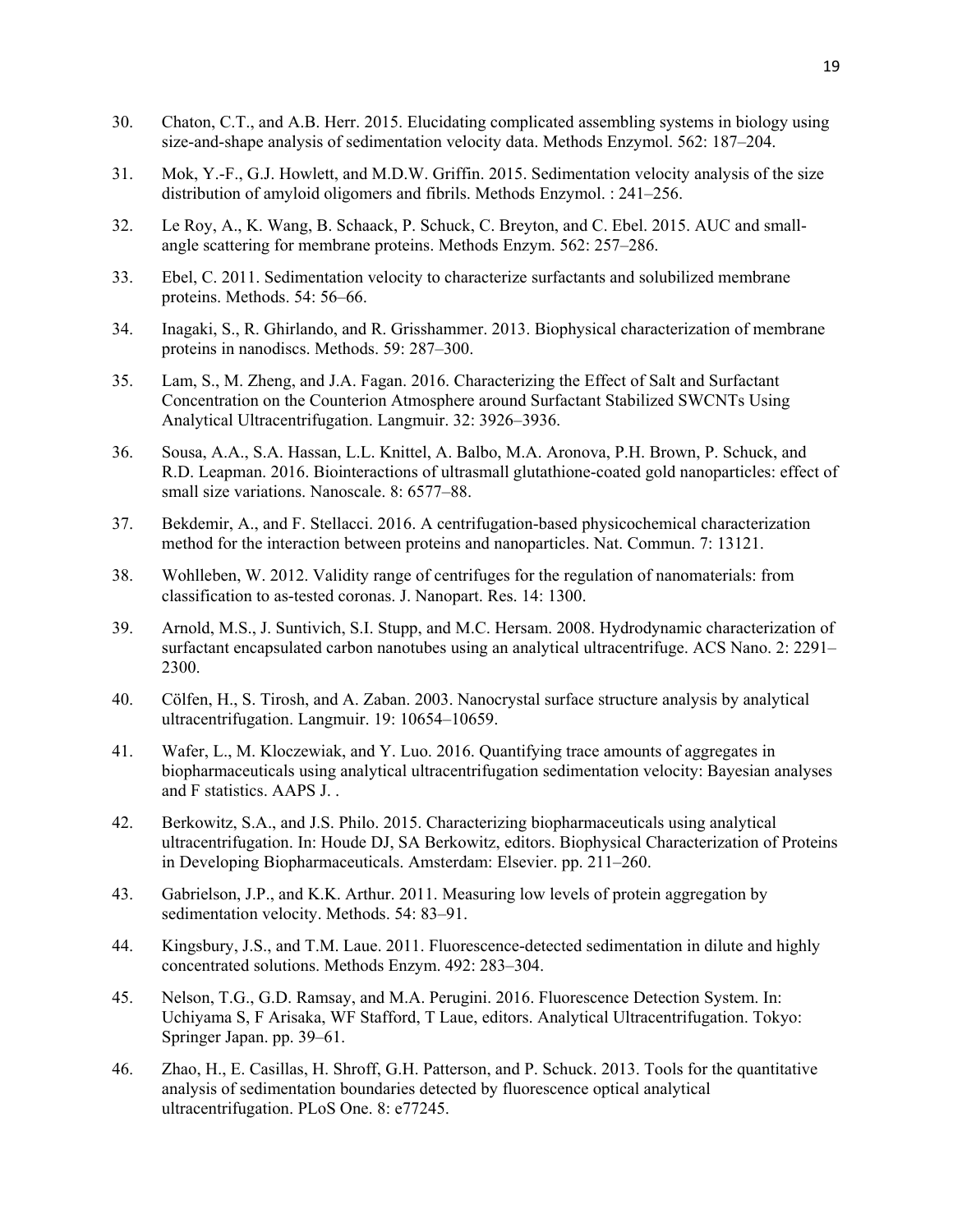30. Chaton, C.T., and A.B. Herr. 2015. Elucidating complicated assembling systems in biology using size-and-shape analysis of sedimentation velocity data. Methods Enzymol. 562: 187–204.

31. Mok, Y.-F., G.J. Howlett, and M.D.W. Griffin. 2015. Sedimentation velocity analysis of the size distribution of amyloid oligomers and fibrils. Methods Enzymol. : 241–256.

32. Le Roy, A., K. Wang, B. Schaack, P. Schuck, C. Breyton, and C. Ebel. 2015. AUC and small-angle scattering for membrane proteins. Methods Enzym. 562: 257–286.

33. Ebel, C. 2011. Sedimentation velocity to characterize surfactants and solubilized membrane proteins. Methods. 54: 56–66.

34. Inagaki, S., R. Ghirlando, and R. Grisshammer. 2013. Biophysical characterization of membrane proteins in nanodiscs. Methods. 59: 287–300.

35. Lam, S., M. Zheng, and J.A. Fagan. 2016. Characterizing the Effect of Salt and Surfactant Concentration on the Counterion Atmosphere around Surfactant Stabilized SWCNTs Using Analytical Ultracentrifugation. Langmuir. 32: 3926–3936.

36. Sousa, A.A., S.A. Hassan, L.L. Knittel, A. Balbo, M.A. Aronova, P.H. Brown, P. Schuck, and R.D. Leapman. 2016. Biointeractions of ultrasmall glutathione-coated gold nanoparticles: effect of small size variations. Nanoscale. 8: 6577–88.

37. Bekdemir, A., and F. Stellacci. 2016. A centrifugation-based physicochemical characterization method for the interaction between proteins and nanoparticles. Nat. Commun. 7: 13121.

38. Wohlleben, W. 2012. Validity range of centrifuges for the regulation of nanomaterials: from classification to as-tested coronas. J. Nanopart. Res. 14: 1300.

39. Arnold, M.S., J. Suntivich, S.I. Stupp, and M.C. Hersam. 2008. Hydrodynamic characterization of surfactant encapsulated carbon nanotubes using an analytical ultracentrifuge. ACS Nano. 2: 2291–2300.

40. Cölfen, H., S. Tirosh, and A. Zaban. 2003. Nanocrystal surface structure analysis by analytical ultracentrifugation. Langmuir. 19: 10654–10659.

41. Wafer, L., M. Kloczewiak, and Y. Luo. 2016. Quantifying trace amounts of aggregates in biopharmaceuticals using analytical ultracentrifugation sedimentation velocity: Bayesian analyses and F statistics. AAPS J. .

42. Berkowitz, S.A., and J.S. Philo. 2015. Characterizing biopharmaceuticals using analytical ultracentrifugation. In: Houde DJ, SA Berkowitz, editors. Biophysical Characterization of Proteins in Developing Biopharmaceuticals. Amsterdam: Elsevier. pp. 211–260.

43. Gabrielson, J.P., and K.K. Arthur. 2011. Measuring low levels of protein aggregation by sedimentation velocity. Methods. 54: 83–91.

44. Kingsbury, J.S., and T.M. Laue. 2011. Fluorescence-detected sedimentation in dilute and highly concentrated solutions. Methods Enzym. 492: 283–304.

45. Nelson, T.G., G.D. Ramsay, and M.A. Perugini. 2016. Fluorescence Detection System. In: Uchiyama S, F Arisaka, WF Stafford, T Laue, editors. Analytical Ultracentrifugation. Tokyo: Springer Japan. pp. 39–61.

46. Zhao, H., E. Casillas, H. Shroff, G.H. Patterson, and P. Schuck. 2013. Tools for the quantitative analysis of sedimentation boundaries detected by fluorescence optical analytical ultracentrifugation. PLoS One. 8: e77245.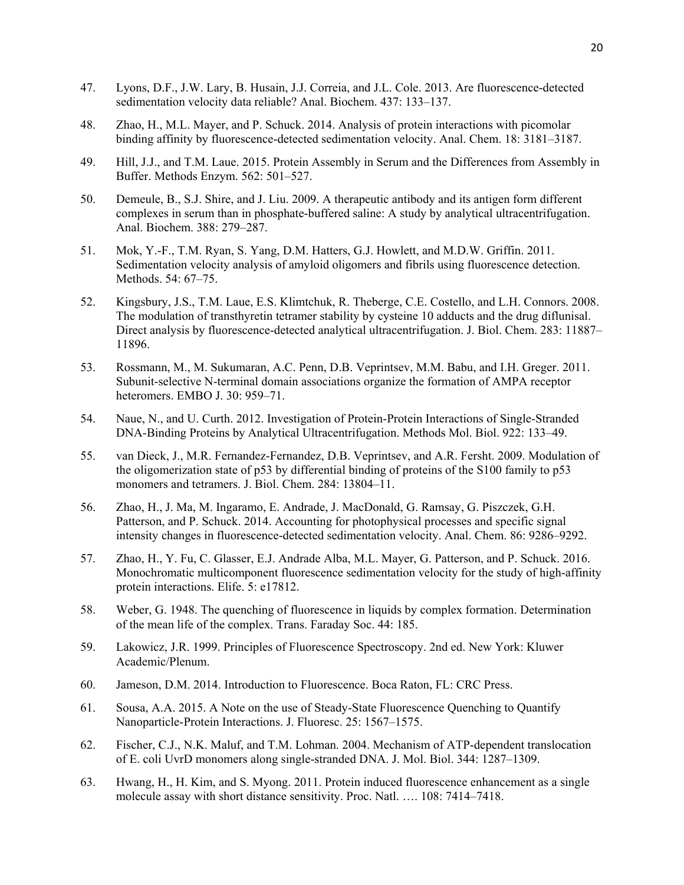47. Lyons, D.F., J.W. Lary, B. Husain, J.J. Correia, and J.L. Cole. 2013. Are fluorescence-detected sedimentation velocity data reliable? Anal. Biochem. 437: 133–137.

48. Zhao, H., M.L. Mayer, and P. Schuck. 2014. Analysis of protein interactions with picomolar binding affinity by fluorescence-detected sedimentation velocity. Anal. Chem. 18: 3181–3187.

49. Hill, J.J., and T.M. Laue. 2015. Protein Assembly in Serum and the Differences from Assembly in Buffer. Methods Enzym. 562: 501–527.

50. Demeule, B., S.J. Shire, and J. Liu. 2009. A therapeutic antibody and its antigen form different complexes in serum than in phosphate-buffered saline: A study by analytical ultracentrifugation. Anal. Biochem. 388: 279–287.

51. Mok, Y.-F., T.M. Ryan, S. Yang, D.M. Hatters, G.J. Howlett, and M.D.W. Griffin. 2011. Sedimentation velocity analysis of amyloid oligomers and fibrils using fluorescence detection. Methods. 54: 67–75.

52. Kingsbury, J.S., T.M. Laue, E.S. Klimtchuk, R. Theberge, C.E. Costello, and L.H. Connors. 2008. The modulation of transthyretin tetramer stability by cysteine 10 adducts and the drug diflunisal. Direct analysis by fluorescence-detected analytical ultracentrifugation. J. Biol. Chem. 283: 11887–11896.

53. Rossmann, M., M. Sukumaran, A.C. Penn, D.B. Veprintsev, M.M. Babu, and I.H. Greger. 2011. Subunit-selective N-terminal domain associations organize the formation of AMPA receptor heteromers. EMBO J. 30: 959–71.

54. Naue, N., and U. Curth. 2012. Investigation of Protein-Protein Interactions of Single-Stranded DNA-Binding Proteins by Analytical Ultracentrifugation. Methods Mol. Biol. 922: 133–49.

55. van Dieck, J., M.R. Fernandez-Fernandez, D.B. Veprintsev, and A.R. Fersht. 2009. Modulation of the oligomerization state of p53 by differential binding of proteins of the S100 family to p53 monomers and tetramers. J. Biol. Chem. 284: 13804–11.

56. Zhao, H., J. Ma, M. Ingaramo, E. Andrade, J. MacDonald, G. Ramsay, G. Piszczek, G.H. Patterson, and P. Schuck. 2014. Accounting for photophysical processes and specific signal intensity changes in fluorescence-detected sedimentation velocity. Anal. Chem. 86: 9286–9292.

57. Zhao, H., Y. Fu, C. Glasser, E.J. Andrade Alba, M.L. Mayer, G. Patterson, and P. Schuck. 2016. Monochromatic multicomponent fluorescence sedimentation velocity for the study of high-affinity protein interactions. Elife. 5: e17812.

58. Weber, G. 1948. The quenching of fluorescence in liquids by complex formation. Determination of the mean life of the complex. Trans. Faraday Soc. 44: 185.

59. Lakowicz, J.R. 1999. Principles of Fluorescence Spectroscopy. 2nd ed. New York: Kluwer Academic/Plenum.

60. Jameson, D.M. 2014. Introduction to Fluorescence. Boca Raton, FL: CRC Press.

61. Sousa, A.A. 2015. A Note on the use of Steady-State Fluorescence Quenching to Quantify Nanoparticle-Protein Interactions. J. Fluoresc. 25: 1567–1575.

62. Fischer, C.J., N.K. Maluf, and T.M. Lohman. 2004. Mechanism of ATP-dependent translocation of E. coli UvrD monomers along single-stranded DNA. J. Mol. Biol. 344: 1287–1309.

63. Hwang, H., H. Kim, and S. Myong. 2011. Protein induced fluorescence enhancement as a single molecule assay with short distance sensitivity. Proc. Natl. …. 108: 7414–7418.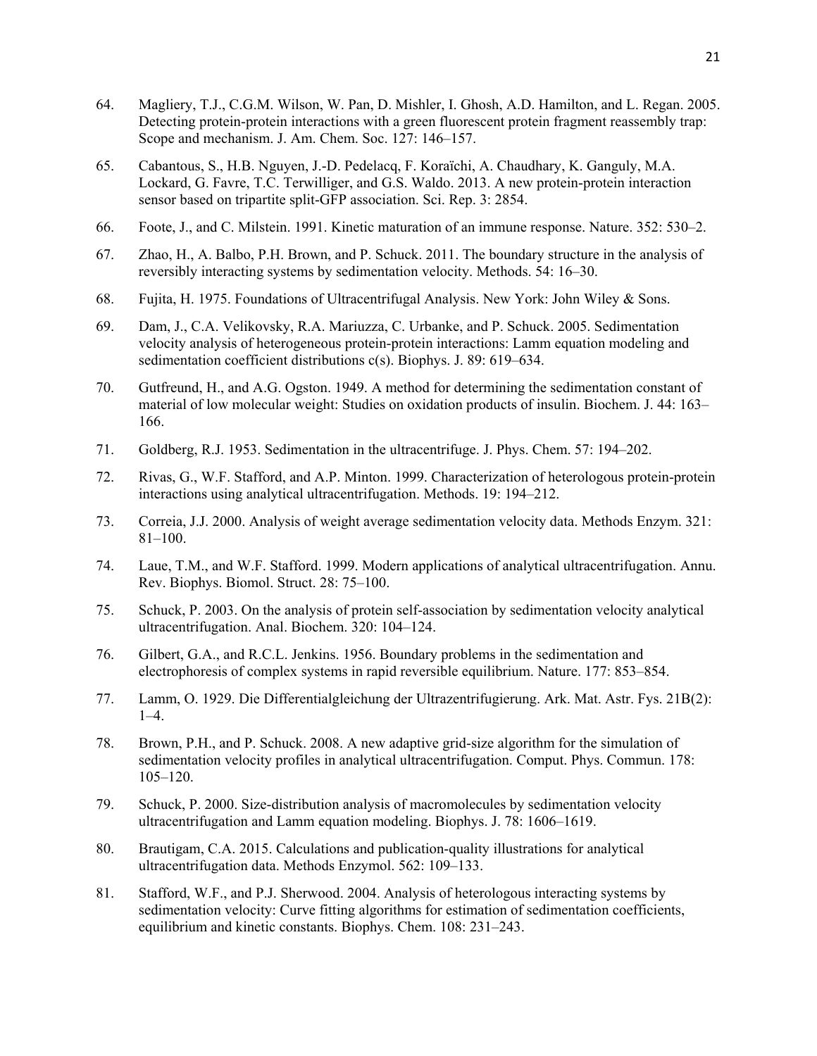64. Magliery, T.J., C.G.M. Wilson, W. Pan, D. Mishler, I. Ghosh, A.D. Hamilton, and L. Regan. 2005. Detecting protein-protein interactions with a green fluorescent protein fragment reassembly trap: Scope and mechanism. J. Am. Chem. Soc. 127: 146–157.

65. Cabantous, S., H.B. Nguyen, J.-D. Pedelacq, F. Koraïchi, A. Chaudhary, K. Ganguly, M.A. Lockard, G. Favre, T.C. Terwilliger, and G.S. Waldo. 2013. A new protein-protein interaction sensor based on tripartite split-GFP association. Sci. Rep. 3: 2854.

66. Foote, J., and C. Milstein. 1991. Kinetic maturation of an immune response. Nature. 352: 530–2.

67. Zhao, H., A. Balbo, P.H. Brown, and P. Schuck. 2011. The boundary structure in the analysis of reversibly interacting systems by sedimentation velocity. Methods. 54: 16–30.

68. Fujita, H. 1975. Foundations of Ultracentrifugal Analysis. New York: John Wiley & Sons.

69. Dam, J., C.A. Velikovsky, R.A. Mariuzza, C. Urbanke, and P. Schuck. 2005. Sedimentation velocity analysis of heterogeneous protein-protein interactions: Lamm equation modeling and sedimentation coefficient distributions c(s). Biophys. J. 89: 619–634.

70. Gutfreund, H., and A.G. Ogston. 1949. A method for determining the sedimentation constant of material of low molecular weight: Studies on oxidation products of insulin. Biochem. J. 44: 163–166.

71. Goldberg, R.J. 1953. Sedimentation in the ultracentrifuge. J. Phys. Chem. 57: 194–202.

72. Rivas, G., W.F. Stafford, and A.P. Minton. 1999. Characterization of heterologous protein-protein interactions using analytical ultracentrifugation. Methods. 19: 194–212.

73. Correia, J.J. 2000. Analysis of weight average sedimentation velocity data. Methods Enzym. 321: 81–100.

74. Laue, T.M., and W.F. Stafford. 1999. Modern applications of analytical ultracentrifugation. Annu. Rev. Biophys. Biomol. Struct. 28: 75–100.

75. Schuck, P. 2003. On the analysis of protein self-association by sedimentation velocity analytical ultracentrifugation. Anal. Biochem. 320: 104–124.

76. Gilbert, G.A., and R.C.L. Jenkins. 1956. Boundary problems in the sedimentation and electrophoresis of complex systems in rapid reversible equilibrium. Nature. 177: 853–854.

77. Lamm, O. 1929. Die Differentialgleichung der Ultrazentrifugierung. Ark. Mat. Astr. Fys. 21B(2): 1–4.

78. Brown, P.H., and P. Schuck. 2008. A new adaptive grid-size algorithm for the simulation of sedimentation velocity profiles in analytical ultracentrifugation. Comput. Phys. Commun. 178: 105–120.

79. Schuck, P. 2000. Size-distribution analysis of macromolecules by sedimentation velocity ultracentrifugation and Lamm equation modeling. Biophys. J. 78: 1606–1619.

80. Brautigam, C.A. 2015. Calculations and publication-quality illustrations for analytical ultracentrifugation data. Methods Enzymol. 562: 109–133.

81. Stafford, W.F., and P.J. Sherwood. 2004. Analysis of heterologous interacting systems by sedimentation velocity: Curve fitting algorithms for estimation of sedimentation coefficients, equilibrium and kinetic constants. Biophys. Chem. 108: 231–243.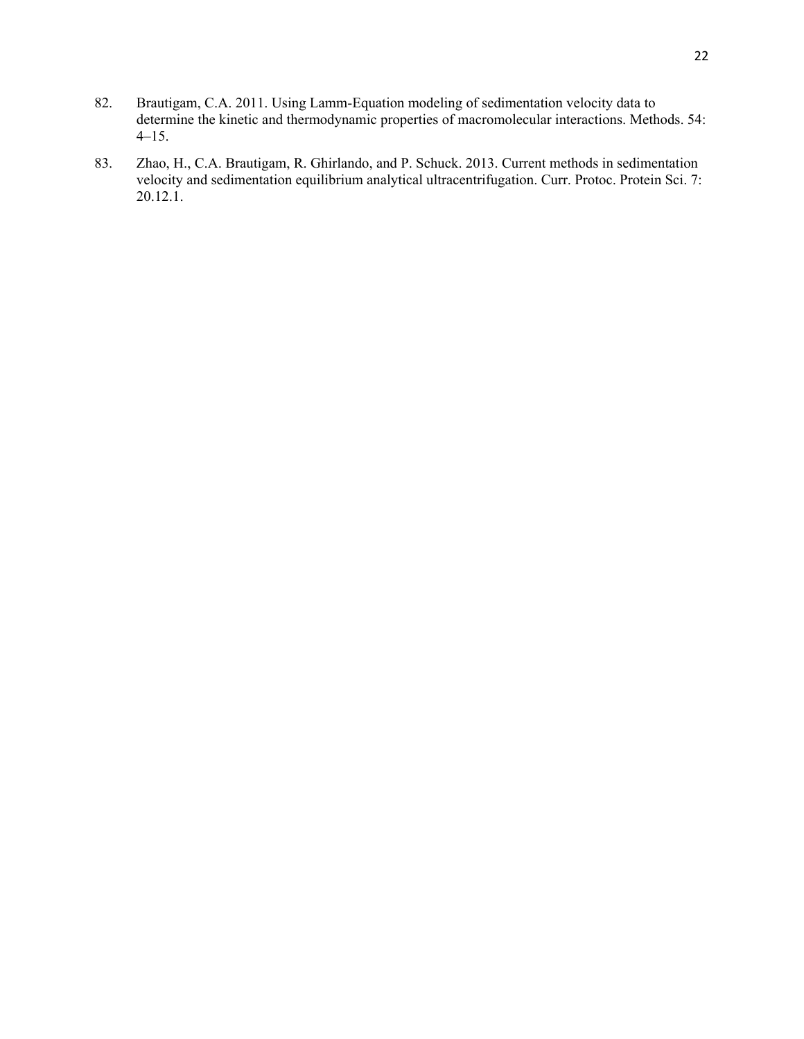82. Brautigam, C.A. 2011. Using Lamm-Equation modeling of sedimentation velocity data to determine the kinetic and thermodynamic properties of macromolecular interactions. Methods. 54: 4–15.

83. Zhao, H., C.A. Brautigam, R. Ghirlando, and P. Schuck. 2013. Current methods in sedimentation velocity and sedimentation equilibrium analytical ultracentrifugation. Curr. Protoc. Protein Sci. 7: 20.12.1.